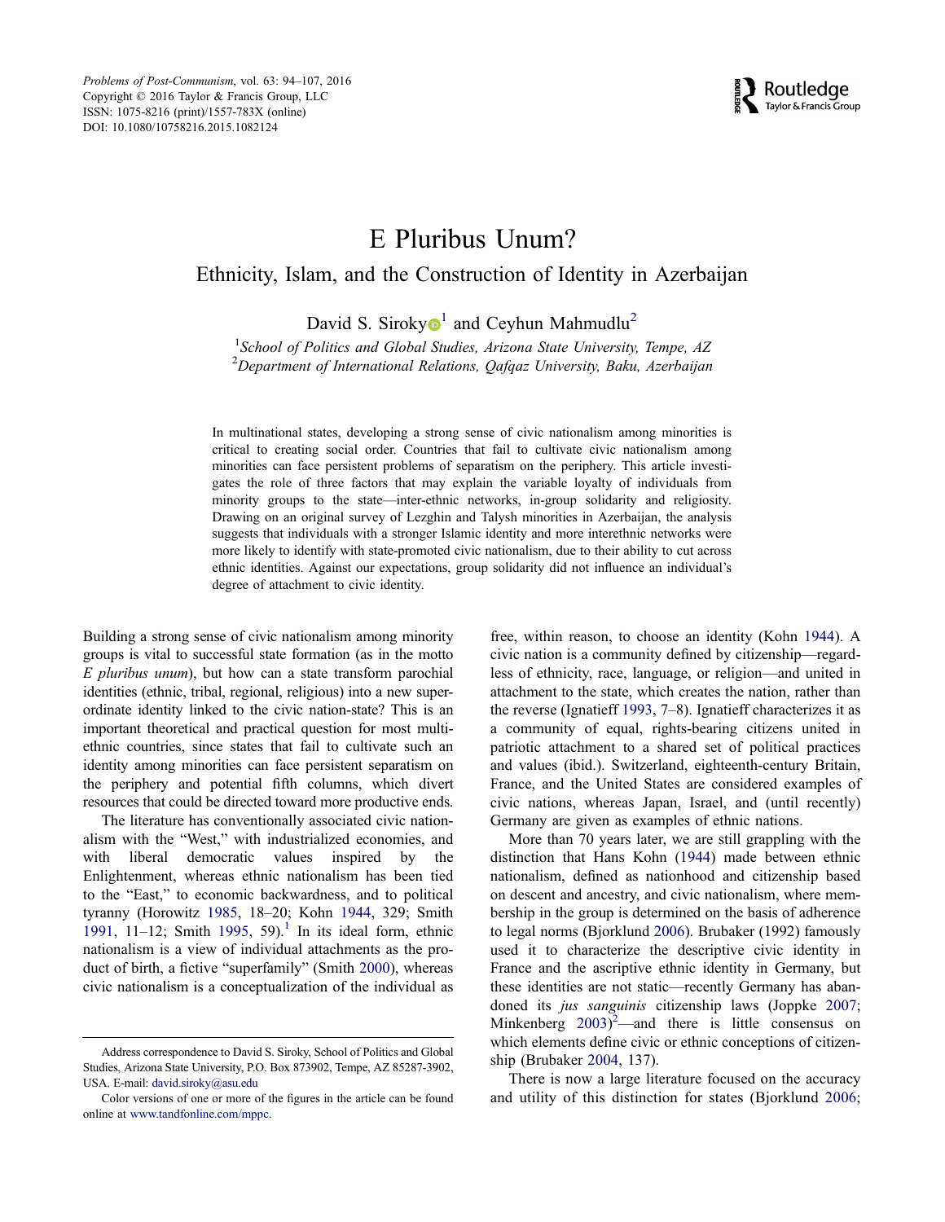# E Pluribus Unum?

## Ethnicity, Islam, and the Construction of Identity in Azerbaijan

David S. Siroky[1] and Ceyhun Mahmudlu[2]

[1]*School of Politics and Global Studies, Arizona State University, Tempe, AZ*
[2]*Department of International Relations, Qafqaz University, Baku, Azerbaijan*

In multinational states, developing a strong sense of civic nationalism among minorities is critical to creating social order. Countries that fail to cultivate civic nationalism among minorities can face persistent problems of separatism on the periphery. This article investigates the role of three factors that may explain the variable loyalty of individuals from minority groups to the state—inter-ethnic networks, in-group solidarity and religiosity. Drawing on an original survey of Lezghin and Talysh minorities in Azerbaijan, the analysis suggests that individuals with a stronger Islamic identity and more interethnic networks were more likely to identify with state-promoted civic nationalism, due to their ability to cut across ethnic identities. Against our expectations, group solidarity did not influence an individual's degree of attachment to civic identity.

Building a strong sense of civic nationalism among minority groups is vital to successful state formation (as in the motto *E pluribus unum*), but how can a state transform parochial identities (ethnic, tribal, regional, religious) into a new superordinate identity linked to the civic nation-state? This is an important theoretical and practical question for most multiethnic countries, since states that fail to cultivate such an identity among minorities can face persistent separatism on the periphery and potential fifth columns, which divert resources that could be directed toward more productive ends.

The literature has conventionally associated civic nationalism with the "West," with industrialized economies, and with liberal democratic values inspired by the Enlightenment, whereas ethnic nationalism has been tied to the "East," to economic backwardness, and to political tyranny (Horowitz 1985, 18–20; Kohn 1944, 329; Smith 1991, 11–12; Smith 1995, 59).[1] In its ideal form, ethnic nationalism is a view of individual attachments as the product of birth, a fictive "superfamily" (Smith 2000), whereas civic nationalism is a conceptualization of the individual as free, within reason, to choose an identity (Kohn 1944). A civic nation is a community defined by citizenship—regardless of ethnicity, race, language, or religion—and united in attachment to the state, which creates the nation, rather than the reverse (Ignatieff 1993, 7–8). Ignatieff characterizes it as a community of equal, rights-bearing citizens united in patriotic attachment to a shared set of political practices and values (ibid.). Switzerland, eighteenth-century Britain, France, and the United States are considered examples of civic nations, whereas Japan, Israel, and (until recently) Germany are given as examples of ethnic nations.

More than 70 years later, we are still grappling with the distinction that Hans Kohn (1944) made between ethnic nationalism, defined as nationhood and citizenship based on descent and ancestry, and civic nationalism, where membership in the group is determined on the basis of adherence to legal norms (Bjorklund 2006). Brubaker (1992) famously used it to characterize the descriptive civic identity in France and the ascriptive ethnic identity in Germany, but these identities are not static—recently Germany has abandoned its *jus sanguinis* citizenship laws (Joppke 2007; Minkenberg 2003)[2]—and there is little consensus on which elements define civic or ethnic conceptions of citizenship (Brubaker 2004, 137).

There is now a large literature focused on the accuracy and utility of this distinction for states (Bjorklund 2006;

Address correspondence to David S. Siroky, School of Politics and Global Studies, Arizona State University, P.O. Box 873902, Tempe, AZ 85287-3902, USA. E-mail: david.siroky@asu.edu

Color versions of one or more of the figures in the article can be found online at www.tandfonline.com/mppc.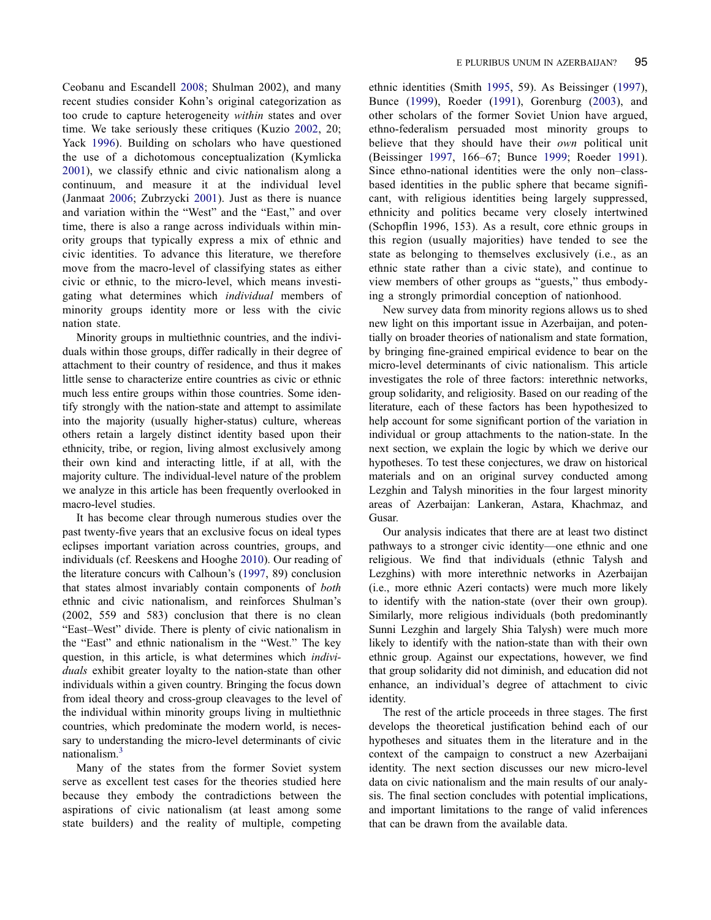Ceobanu and Escandell 2008; Shulman 2002), and many recent studies consider Kohn's original categorization as too crude to capture heterogeneity *within* states and over time. We take seriously these critiques (Kuzio 2002, 20; Yack 1996). Building on scholars who have questioned the use of a dichotomous conceptualization (Kymlicka 2001), we classify ethnic and civic nationalism along a continuum, and measure it at the individual level (Janmaat 2006; Zubrzycki 2001). Just as there is nuance and variation within the "West" and the "East," and over time, there is also a range across individuals within minority groups that typically express a mix of ethnic and civic identities. To advance this literature, we therefore move from the macro-level of classifying states as either civic or ethnic, to the micro-level, which means investigating what determines which *individual* members of minority groups identity more or less with the civic nation state.

Minority groups in multiethnic countries, and the individuals within those groups, differ radically in their degree of attachment to their country of residence, and thus it makes little sense to characterize entire countries as civic or ethnic much less entire groups within those countries. Some identify strongly with the nation-state and attempt to assimilate into the majority (usually higher-status) culture, whereas others retain a largely distinct identity based upon their ethnicity, tribe, or region, living almost exclusively among their own kind and interacting little, if at all, with the majority culture. The individual-level nature of the problem we analyze in this article has been frequently overlooked in macro-level studies.

It has become clear through numerous studies over the past twenty-five years that an exclusive focus on ideal types eclipses important variation across countries, groups, and individuals (cf. Reeskens and Hooghe 2010). Our reading of the literature concurs with Calhoun's (1997, 89) conclusion that states almost invariably contain components of *both* ethnic and civic nationalism, and reinforces Shulman's (2002, 559 and 583) conclusion that there is no clean "East–West" divide. There is plenty of civic nationalism in the "East" and ethnic nationalism in the "West." The key question, in this article, is what determines which *individuals* exhibit greater loyalty to the nation-state than other individuals within a given country. Bringing the focus down from ideal theory and cross-group cleavages to the level of the individual within minority groups living in multiethnic countries, which predominate the modern world, is necessary to understanding the micro-level determinants of civic nationalism.[3]

Many of the states from the former Soviet system serve as excellent test cases for the theories studied here because they embody the contradictions between the aspirations of civic nationalism (at least among some state builders) and the reality of multiple, competing ethnic identities (Smith 1995, 59). As Beissinger (1997), Bunce (1999), Roeder (1991), Gorenburg (2003), and other scholars of the former Soviet Union have argued, ethno-federalism persuaded most minority groups to believe that they should have their *own* political unit (Beissinger 1997, 166–67; Bunce 1999; Roeder 1991). Since ethno-national identities were the only non–class-based identities in the public sphere that became significant, with religious identities being largely suppressed, ethnicity and politics became very closely intertwined (Schopflin 1996, 153). As a result, core ethnic groups in this region (usually majorities) have tended to see the state as belonging to themselves exclusively (i.e., as an ethnic state rather than a civic state), and continue to view members of other groups as "guests," thus embodying a strongly primordial conception of nationhood.

New survey data from minority regions allows us to shed new light on this important issue in Azerbaijan, and potentially on broader theories of nationalism and state formation, by bringing fine-grained empirical evidence to bear on the micro-level determinants of civic nationalism. This article investigates the role of three factors: interethnic networks, group solidarity, and religiosity. Based on our reading of the literature, each of these factors has been hypothesized to help account for some significant portion of the variation in individual or group attachments to the nation-state. In the next section, we explain the logic by which we derive our hypotheses. To test these conjectures, we draw on historical materials and on an original survey conducted among Lezghin and Talysh minorities in the four largest minority areas of Azerbaijan: Lankeran, Astara, Khachmaz, and Gusar.

Our analysis indicates that there are at least two distinct pathways to a stronger civic identity—one ethnic and one religious. We find that individuals (ethnic Talysh and Lezghins) with more interethnic networks in Azerbaijan (i.e., more ethnic Azeri contacts) were much more likely to identify with the nation-state (over their own group). Similarly, more religious individuals (both predominantly Sunni Lezghin and largely Shia Talysh) were much more likely to identify with the nation-state than with their own ethnic group. Against our expectations, however, we find that group solidarity did not diminish, and education did not enhance, an individual's degree of attachment to civic identity.

The rest of the article proceeds in three stages. The first develops the theoretical justification behind each of our hypotheses and situates them in the literature and in the context of the campaign to construct a new Azerbaijani identity. The next section discusses our new micro-level data on civic nationalism and the main results of our analysis. The final section concludes with potential implications, and important limitations to the range of valid inferences that can be drawn from the available data.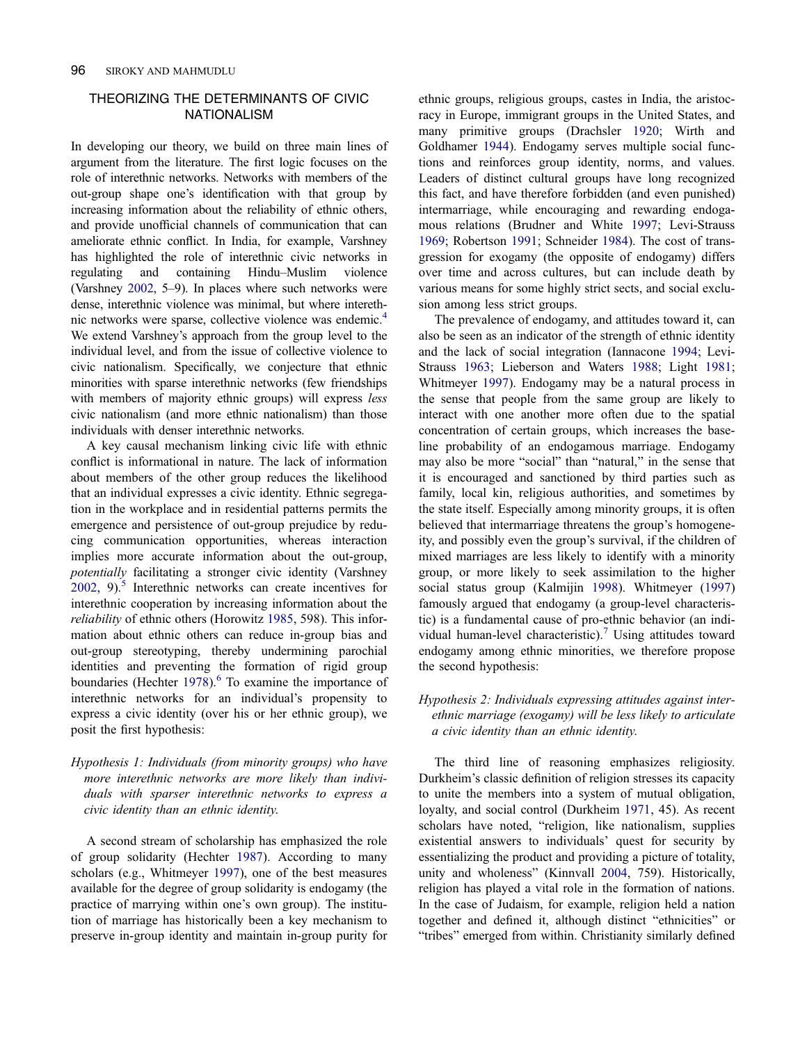## THEORIZING THE DETERMINANTS OF CIVIC NATIONALISM

In developing our theory, we build on three main lines of argument from the literature. The first logic focuses on the role of interethnic networks. Networks with members of the out-group shape one's identification with that group by increasing information about the reliability of ethnic others, and provide unofficial channels of communication that can ameliorate ethnic conflict. In India, for example, Varshney has highlighted the role of interethnic civic networks in regulating and containing Hindu–Muslim violence (Varshney 2002, 5–9). In places where such networks were dense, interethnic violence was minimal, but where interethnic networks were sparse, collective violence was endemic.[4] We extend Varshney's approach from the group level to the individual level, and from the issue of collective violence to civic nationalism. Specifically, we conjecture that ethnic minorities with sparse interethnic networks (few friendships with members of majority ethnic groups) will express *less* civic nationalism (and more ethnic nationalism) than those individuals with denser interethnic networks.

A key causal mechanism linking civic life with ethnic conflict is informational in nature. The lack of information about members of the other group reduces the likelihood that an individual expresses a civic identity. Ethnic segregation in the workplace and in residential patterns permits the emergence and persistence of out-group prejudice by reducing communication opportunities, whereas interaction implies more accurate information about the out-group, *potentially* facilitating a stronger civic identity (Varshney 2002, 9).[5] Interethnic networks can create incentives for interethnic cooperation by increasing information about the *reliability* of ethnic others (Horowitz 1985, 598). This information about ethnic others can reduce in-group bias and out-group stereotyping, thereby undermining parochial identities and preventing the formation of rigid group boundaries (Hechter 1978).[6] To examine the importance of interethnic networks for an individual's propensity to express a civic identity (over his or her ethnic group), we posit the first hypothesis:

*Hypothesis 1: Individuals (from minority groups) who have more interethnic networks are more likely than individuals with sparser interethnic networks to express a civic identity than an ethnic identity.*

A second stream of scholarship has emphasized the role of group solidarity (Hechter 1987). According to many scholars (e.g., Whitmeyer 1997), one of the best measures available for the degree of group solidarity is endogamy (the practice of marrying within one's own group). The institution of marriage has historically been a key mechanism to preserve in-group identity and maintain in-group purity for ethnic groups, religious groups, castes in India, the aristocracy in Europe, immigrant groups in the United States, and many primitive groups (Drachsler 1920; Wirth and Goldhamer 1944). Endogamy serves multiple social functions and reinforces group identity, norms, and values. Leaders of distinct cultural groups have long recognized this fact, and have therefore forbidden (and even punished) intermarriage, while encouraging and rewarding endogamous relations (Brudner and White 1997; Levi-Strauss 1969; Robertson 1991; Schneider 1984). The cost of transgression for exogamy (the opposite of endogamy) differs over time and across cultures, but can include death by various means for some highly strict sects, and social exclusion among less strict groups.

The prevalence of endogamy, and attitudes toward it, can also be seen as an indicator of the strength of ethnic identity and the lack of social integration (Iannacone 1994; Levi-Strauss 1963; Lieberson and Waters 1988; Light 1981; Whitmeyer 1997). Endogamy may be a natural process in the sense that people from the same group are likely to interact with one another more often due to the spatial concentration of certain groups, which increases the baseline probability of an endogamous marriage. Endogamy may also be more "social" than "natural," in the sense that it is encouraged and sanctioned by third parties such as family, local kin, religious authorities, and sometimes by the state itself. Especially among minority groups, it is often believed that intermarriage threatens the group's homogeneity, and possibly even the group's survival, if the children of mixed marriages are less likely to identify with a minority group, or more likely to seek assimilation to the higher social status group (Kalmijin 1998). Whitmeyer (1997) famously argued that endogamy (a group-level characteristic) is a fundamental cause of pro-ethnic behavior (an individual human-level characteristic).[7] Using attitudes toward endogamy among ethnic minorities, we therefore propose the second hypothesis:

*Hypothesis 2: Individuals expressing attitudes against interethnic marriage (exogamy) will be less likely to articulate a civic identity than an ethnic identity.*

The third line of reasoning emphasizes religiosity. Durkheim's classic definition of religion stresses its capacity to unite the members into a system of mutual obligation, loyalty, and social control (Durkheim 1971, 45). As recent scholars have noted, "religion, like nationalism, supplies existential answers to individuals' quest for security by essentializing the product and providing a picture of totality, unity and wholeness" (Kinnvall 2004, 759). Historically, religion has played a vital role in the formation of nations. In the case of Judaism, for example, religion held a nation together and defined it, although distinct "ethnicities" or "tribes" emerged from within. Christianity similarly defined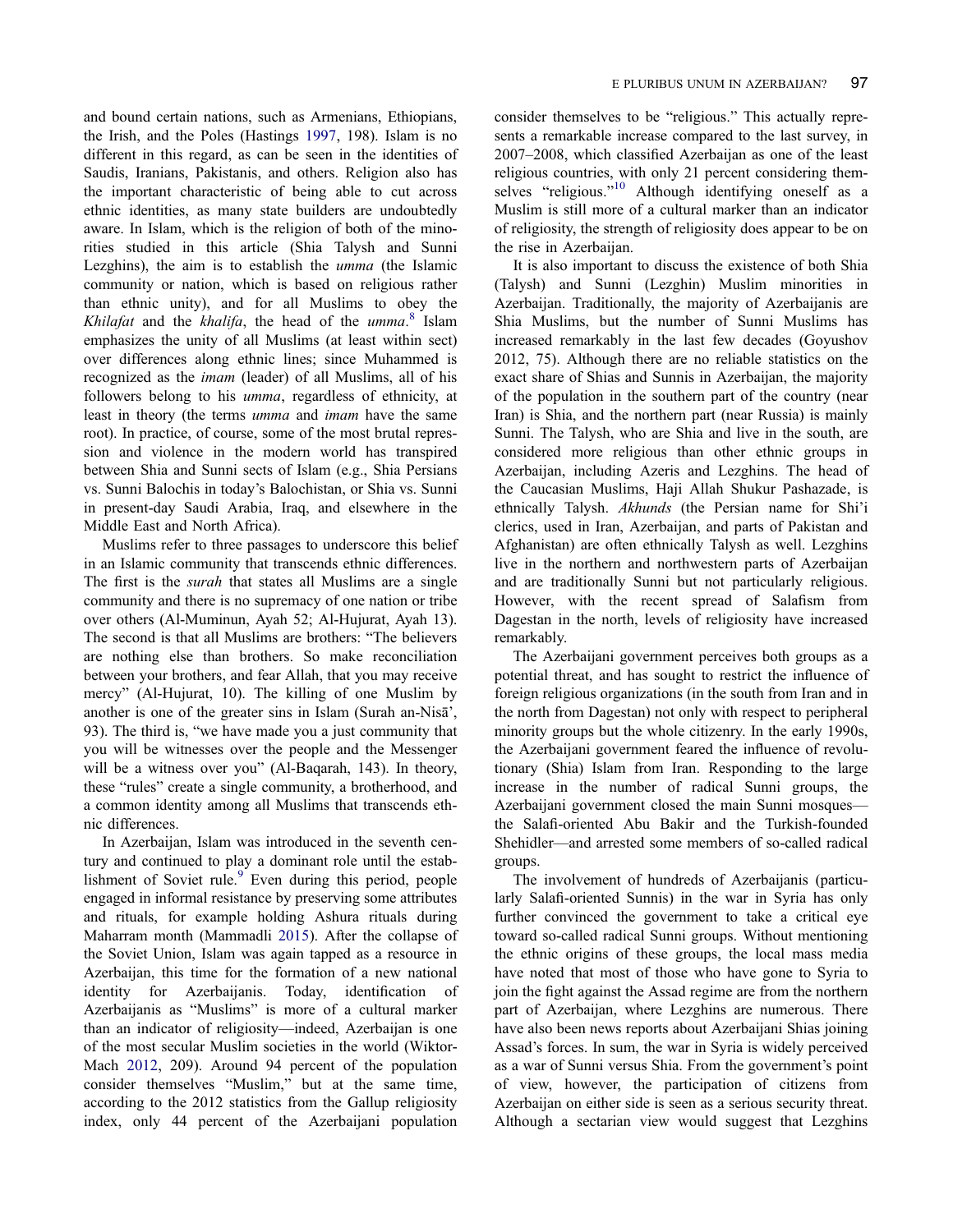and bound certain nations, such as Armenians, Ethiopians, the Irish, and the Poles (Hastings 1997, 198). Islam is no different in this regard, as can be seen in the identities of Saudis, Iranians, Pakistanis, and others. Religion also has the important characteristic of being able to cut across ethnic identities, as many state builders are undoubtedly aware. In Islam, which is the religion of both of the minorities studied in this article (Shia Talysh and Sunni Lezghins), the aim is to establish the *umma* (the Islamic community or nation, which is based on religious rather than ethnic unity), and for all Muslims to obey the *Khilafat* and the *khalifa*, the head of the *umma*.[8] Islam emphasizes the unity of all Muslims (at least within sect) over differences along ethnic lines; since Muhammed is recognized as the *imam* (leader) of all Muslims, all of his followers belong to his *umma*, regardless of ethnicity, at least in theory (the terms *umma* and *imam* have the same root). In practice, of course, some of the most brutal repression and violence in the modern world has transpired between Shia and Sunni sects of Islam (e.g., Shia Persians vs. Sunni Balochis in today's Balochistan, or Shia vs. Sunni in present-day Saudi Arabia, Iraq, and elsewhere in the Middle East and North Africa).

Muslims refer to three passages to underscore this belief in an Islamic community that transcends ethnic differences. The first is the *surah* that states all Muslims are a single community and there is no supremacy of one nation or tribe over others (Al-Muminun, Ayah 52; Al-Hujurat, Ayah 13). The second is that all Muslims are brothers: "The believers are nothing else than brothers. So make reconciliation between your brothers, and fear Allah, that you may receive mercy" (Al-Hujurat, 10). The killing of one Muslim by another is one of the greater sins in Islam (Surah an-Nisā', 93). The third is, "we have made you a just community that you will be witnesses over the people and the Messenger will be a witness over you" (Al-Baqarah, 143). In theory, these "rules" create a single community, a brotherhood, and a common identity among all Muslims that transcends ethnic differences.

In Azerbaijan, Islam was introduced in the seventh century and continued to play a dominant role until the establishment of Soviet rule.[9] Even during this period, people engaged in informal resistance by preserving some attributes and rituals, for example holding Ashura rituals during Maharram month (Mammadli 2015). After the collapse of the Soviet Union, Islam was again tapped as a resource in Azerbaijan, this time for the formation of a new national identity for Azerbaijanis. Today, identification of Azerbaijanis as "Muslims" is more of a cultural marker than an indicator of religiosity—indeed, Azerbaijan is one of the most secular Muslim societies in the world (Wiktor-Mach 2012, 209). Around 94 percent of the population consider themselves "Muslim," but at the same time, according to the 2012 statistics from the Gallup religiosity index, only 44 percent of the Azerbaijani population consider themselves to be "religious." This actually represents a remarkable increase compared to the last survey, in 2007–2008, which classified Azerbaijan as one of the least religious countries, with only 21 percent considering themselves "religious."[10] Although identifying oneself as a Muslim is still more of a cultural marker than an indicator of religiosity, the strength of religiosity does appear to be on the rise in Azerbaijan.

It is also important to discuss the existence of both Shia (Talysh) and Sunni (Lezghin) Muslim minorities in Azerbaijan. Traditionally, the majority of Azerbaijanis are Shia Muslims, but the number of Sunni Muslims has increased remarkably in the last few decades (Goyushov 2012, 75). Although there are no reliable statistics on the exact share of Shias and Sunnis in Azerbaijan, the majority of the population in the southern part of the country (near Iran) is Shia, and the northern part (near Russia) is mainly Sunni. The Talysh, who are Shia and live in the south, are considered more religious than other ethnic groups in Azerbaijan, including Azeris and Lezghins. The head of the Caucasian Muslims, Haji Allah Shukur Pashazade, is ethnically Talysh. *Akhunds* (the Persian name for Shi'i clerics, used in Iran, Azerbaijan, and parts of Pakistan and Afghanistan) are often ethnically Talysh as well. Lezghins live in the northern and northwestern parts of Azerbaijan and are traditionally Sunni but not particularly religious. However, with the recent spread of Salafism from Dagestan in the north, levels of religiosity have increased remarkably.

The Azerbaijani government perceives both groups as a potential threat, and has sought to restrict the influence of foreign religious organizations (in the south from Iran and in the north from Dagestan) not only with respect to peripheral minority groups but the whole citizenry. In the early 1990s, the Azerbaijani government feared the influence of revolutionary (Shia) Islam from Iran. Responding to the large increase in the number of radical Sunni groups, the Azerbaijani government closed the main Sunni mosques—the Salafi-oriented Abu Bakir and the Turkish-founded Shehidler—and arrested some members of so-called radical groups.

The involvement of hundreds of Azerbaijanis (particularly Salafi-oriented Sunnis) in the war in Syria has only further convinced the government to take a critical eye toward so-called radical Sunni groups. Without mentioning the ethnic origins of these groups, the local mass media have noted that most of those who have gone to Syria to join the fight against the Assad regime are from the northern part of Azerbaijan, where Lezghins are numerous. There have also been news reports about Azerbaijani Shias joining Assad's forces. In sum, the war in Syria is widely perceived as a war of Sunni versus Shia. From the government's point of view, however, the participation of citizens from Azerbaijan on either side is seen as a serious security threat. Although a sectarian view would suggest that Lezghins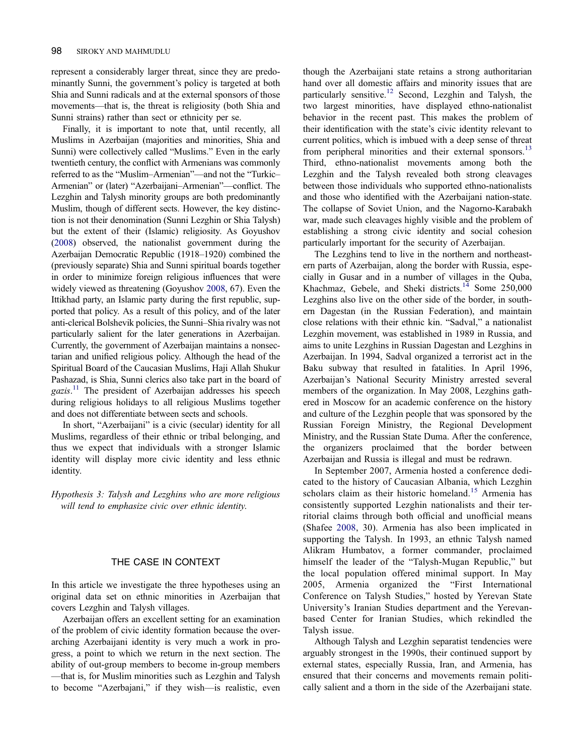represent a considerably larger threat, since they are predominantly Sunni, the government's policy is targeted at both Shia and Sunni radicals and at the external sponsors of those movements—that is, the threat is religiosity (both Shia and Sunni strains) rather than sect or ethnicity per se.

Finally, it is important to note that, until recently, all Muslims in Azerbaijan (majorities and minorities, Shia and Sunni) were collectively called "Muslims." Even in the early twentieth century, the conflict with Armenians was commonly referred to as the "Muslim–Armenian"—and not the "Turkic–Armenian" or (later) "Azerbaijani–Armenian"—conflict. The Lezghin and Talysh minority groups are both predominantly Muslim, though of different sects. However, the key distinction is not their denomination (Sunni Lezghin or Shia Talysh) but the extent of their (Islamic) religiosity. As Goyushov (2008) observed, the nationalist government during the Azerbaijan Democratic Republic (1918–1920) combined the (previously separate) Shia and Sunni spiritual boards together in order to minimize foreign religious influences that were widely viewed as threatening (Goyushov 2008, 67). Even the Ittikhad party, an Islamic party during the first republic, supported that policy. As a result of this policy, and of the later anti-clerical Bolshevik policies, the Sunni–Shia rivalry was not particularly salient for the later generations in Azerbaijan. Currently, the government of Azerbaijan maintains a nonsectarian and unified religious policy. Although the head of the Spiritual Board of the Caucasian Muslims, Haji Allah Shukur Pashazad, is Shia, Sunni clerics also take part in the board of *gazis*.[11] The president of Azerbaijan addresses his speech during religious holidays to all religious Muslims together and does not differentiate between sects and schools.

In short, "Azerbaijani" is a civic (secular) identity for all Muslims, regardless of their ethnic or tribal belonging, and thus we expect that individuals with a stronger Islamic identity will display more civic identity and less ethnic identity.

*Hypothesis 3: Talysh and Lezghins who are more religious will tend to emphasize civic over ethnic identity.*

## THE CASE IN CONTEXT

In this article we investigate the three hypotheses using an original data set on ethnic minorities in Azerbaijan that covers Lezghin and Talysh villages.

Azerbaijan offers an excellent setting for an examination of the problem of civic identity formation because the overarching Azerbaijani identity is very much a work in progress, a point to which we return in the next section. The ability of out-group members to become in-group members —that is, for Muslim minorities such as Lezghin and Talysh to become "Azerbajani," if they wish—is realistic, even though the Azerbaijani state retains a strong authoritarian hand over all domestic affairs and minority issues that are particularly sensitive.[12] Second, Lezghin and Talysh, the two largest minorities, have displayed ethno-nationalist behavior in the recent past. This makes the problem of their identification with the state's civic identity relevant to current politics, which is imbued with a deep sense of threat from peripheral minorities and their external sponsors.[13] Third, ethno-nationalist movements among both the Lezghin and the Talysh revealed both strong cleavages between those individuals who supported ethno-nationalists and those who identified with the Azerbaijani nation-state. The collapse of Soviet Union, and the Nagorno-Karabakh war, made such cleavages highly visible and the problem of establishing a strong civic identity and social cohesion particularly important for the security of Azerbaijan.

The Lezghins tend to live in the northern and northeastern parts of Azerbaijan, along the border with Russia, especially in Gusar and in a number of villages in the Quba, Khachmaz, Gebele, and Sheki districts.[14] Some 250,000 Lezghins also live on the other side of the border, in southern Dagestan (in the Russian Federation), and maintain close relations with their ethnic kin. "Sadval," a nationalist Lezghin movement, was established in 1989 in Russia, and aims to unite Lezghins in Russian Dagestan and Lezghins in Azerbaijan. In 1994, Sadval organized a terrorist act in the Baku subway that resulted in fatalities. In April 1996, Azerbaijan's National Security Ministry arrested several members of the organization. In May 2008, Lezghins gathered in Moscow for an academic conference on the history and culture of the Lezghin people that was sponsored by the Russian Foreign Ministry, the Regional Development Ministry, and the Russian State Duma. After the conference, the organizers proclaimed that the border between Azerbaijan and Russia is illegal and must be redrawn.

In September 2007, Armenia hosted a conference dedicated to the history of Caucasian Albania, which Lezghin scholars claim as their historic homeland.[15] Armenia has consistently supported Lezghin nationalists and their territorial claims through both official and unofficial means (Shafee 2008, 30). Armenia has also been implicated in supporting the Talysh. In 1993, an ethnic Talysh named Alikram Humbatov, a former commander, proclaimed himself the leader of the "Talysh-Mugan Republic," but the local population offered minimal support. In May 2005, Armenia organized the "First International Conference on Talysh Studies," hosted by Yerevan State University's Iranian Studies department and the Yerevan-based Center for Iranian Studies, which rekindled the Talysh issue.

Although Talysh and Lezghin separatist tendencies were arguably strongest in the 1990s, their continued support by external states, especially Russia, Iran, and Armenia, has ensured that their concerns and movements remain politically salient and a thorn in the side of the Azerbaijani state.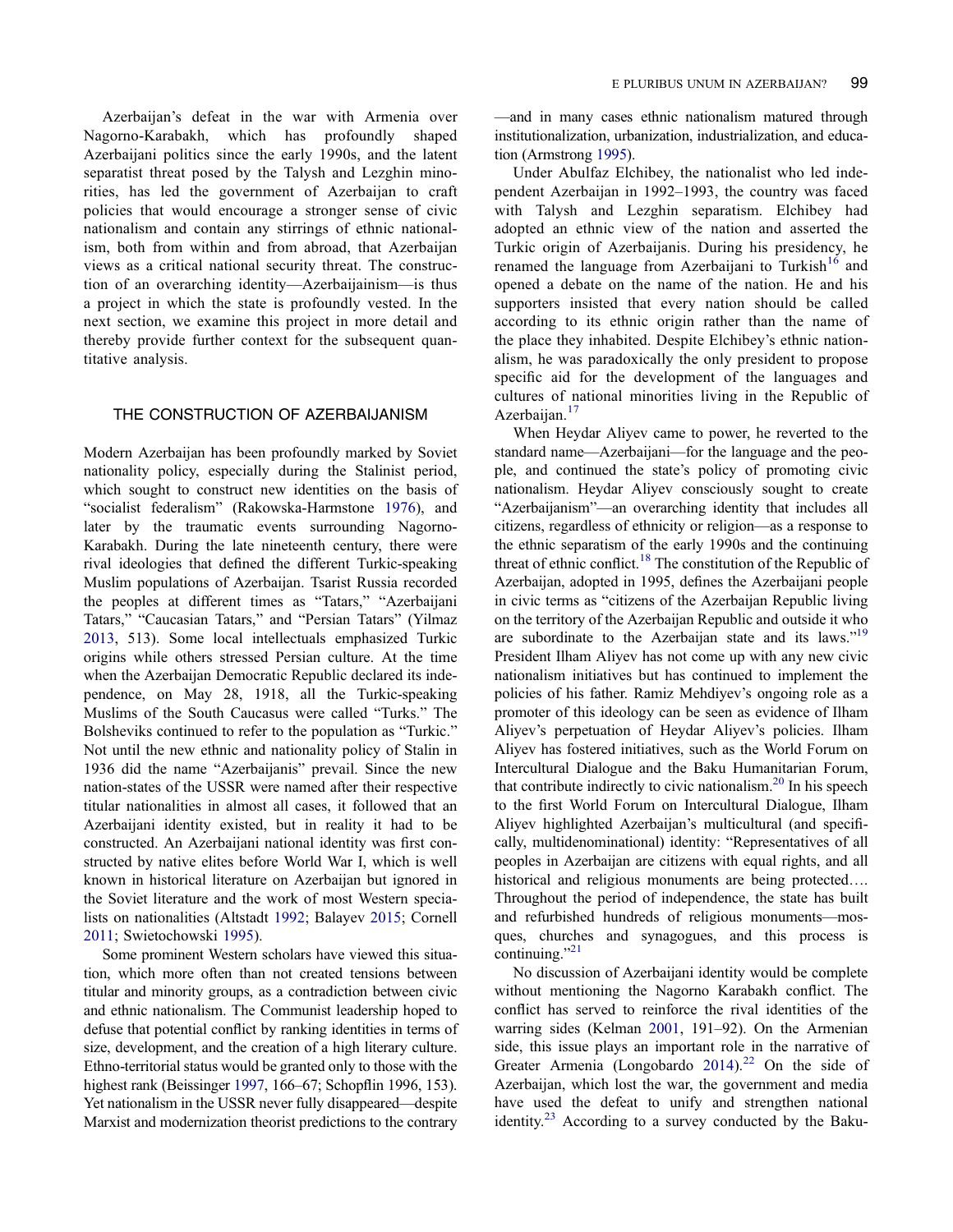Azerbaijan's defeat in the war with Armenia over Nagorno-Karabakh, which has profoundly shaped Azerbaijani politics since the early 1990s, and the latent separatist threat posed by the Talysh and Lezghin minorities, has led the government of Azerbaijan to craft policies that would encourage a stronger sense of civic nationalism and contain any stirrings of ethnic nationalism, both from within and from abroad, that Azerbaijan views as a critical national security threat. The construction of an overarching identity—Azerbaijainism—is thus a project in which the state is profoundly vested. In the next section, we examine this project in more detail and thereby provide further context for the subsequent quantitative analysis.

## THE CONSTRUCTION OF AZERBAIJANISM

Modern Azerbaijan has been profoundly marked by Soviet nationality policy, especially during the Stalinist period, which sought to construct new identities on the basis of "socialist federalism" (Rakowska-Harmstone 1976), and later by the traumatic events surrounding Nagorno-Karabakh. During the late nineteenth century, there were rival ideologies that defined the different Turkic-speaking Muslim populations of Azerbaijan. Tsarist Russia recorded the peoples at different times as "Tatars," "Azerbaijani Tatars," "Caucasian Tatars," and "Persian Tatars" (Yilmaz 2013, 513). Some local intellectuals emphasized Turkic origins while others stressed Persian culture. At the time when the Azerbaijan Democratic Republic declared its independence, on May 28, 1918, all the Turkic-speaking Muslims of the South Caucasus were called "Turks." The Bolsheviks continued to refer to the population as "Turkic." Not until the new ethnic and nationality policy of Stalin in 1936 did the name "Azerbaijanis" prevail. Since the new nation-states of the USSR were named after their respective titular nationalities in almost all cases, it followed that an Azerbaijani identity existed, but in reality it had to be constructed. An Azerbaijani national identity was first constructed by native elites before World War I, which is well known in historical literature on Azerbaijan but ignored in the Soviet literature and the work of most Western specialists on nationalities (Altstadt 1992; Balayev 2015; Cornell 2011; Swietochowski 1995).

Some prominent Western scholars have viewed this situation, which more often than not created tensions between titular and minority groups, as a contradiction between civic and ethnic nationalism. The Communist leadership hoped to defuse that potential conflict by ranking identities in terms of size, development, and the creation of a high literary culture. Ethno-territorial status would be granted only to those with the highest rank (Beissinger 1997, 166–67; Schopflin 1996, 153). Yet nationalism in the USSR never fully disappeared—despite Marxist and modernization theorist predictions to the contrary—and in many cases ethnic nationalism matured through institutionalization, urbanization, industrialization, and education (Armstrong 1995).

Under Abulfaz Elchibey, the nationalist who led independent Azerbaijan in 1992–1993, the country was faced with Talysh and Lezghin separatism. Elchibey had adopted an ethnic view of the nation and asserted the Turkic origin of Azerbaijanis. During his presidency, he renamed the language from Azerbaijani to Turkish[16] and opened a debate on the name of the nation. He and his supporters insisted that every nation should be called according to its ethnic origin rather than the name of the place they inhabited. Despite Elchibey's ethnic nationalism, he was paradoxically the only president to propose specific aid for the development of the languages and cultures of national minorities living in the Republic of Azerbaijan.[17]

When Heydar Aliyev came to power, he reverted to the standard name—Azerbaijani—for the language and the people, and continued the state's policy of promoting civic nationalism. Heydar Aliyev consciously sought to create "Azerbaijanism"—an overarching identity that includes all citizens, regardless of ethnicity or religion—as a response to the ethnic separatism of the early 1990s and the continuing threat of ethnic conflict.[18] The constitution of the Republic of Azerbaijan, adopted in 1995, defines the Azerbaijani people in civic terms as "citizens of the Azerbaijan Republic living on the territory of the Azerbaijan Republic and outside it who are subordinate to the Azerbaijan state and its laws."[19] President Ilham Aliyev has not come up with any new civic nationalism initiatives but has continued to implement the policies of his father. Ramiz Mehdiyev's ongoing role as a promoter of this ideology can be seen as evidence of Ilham Aliyev's perpetuation of Heydar Aliyev's policies. Ilham Aliyev has fostered initiatives, such as the World Forum on Intercultural Dialogue and the Baku Humanitarian Forum, that contribute indirectly to civic nationalism.[20] In his speech to the first World Forum on Intercultural Dialogue, Ilham Aliyev highlighted Azerbaijan's multicultural (and specifically, multidenominational) identity: "Representatives of all peoples in Azerbaijan are citizens with equal rights, and all historical and religious monuments are being protected…. Throughout the period of independence, the state has built and refurbished hundreds of religious monuments—mosques, churches and synagogues, and this process is continuing."[21]

No discussion of Azerbaijani identity would be complete without mentioning the Nagorno Karabakh conflict. The conflict has served to reinforce the rival identities of the warring sides (Kelman 2001, 191–92). On the Armenian side, this issue plays an important role in the narrative of Greater Armenia (Longobardo 2014).[22] On the side of Azerbaijan, which lost the war, the government and media have used the defeat to unify and strengthen national identity.[23] According to a survey conducted by the Baku-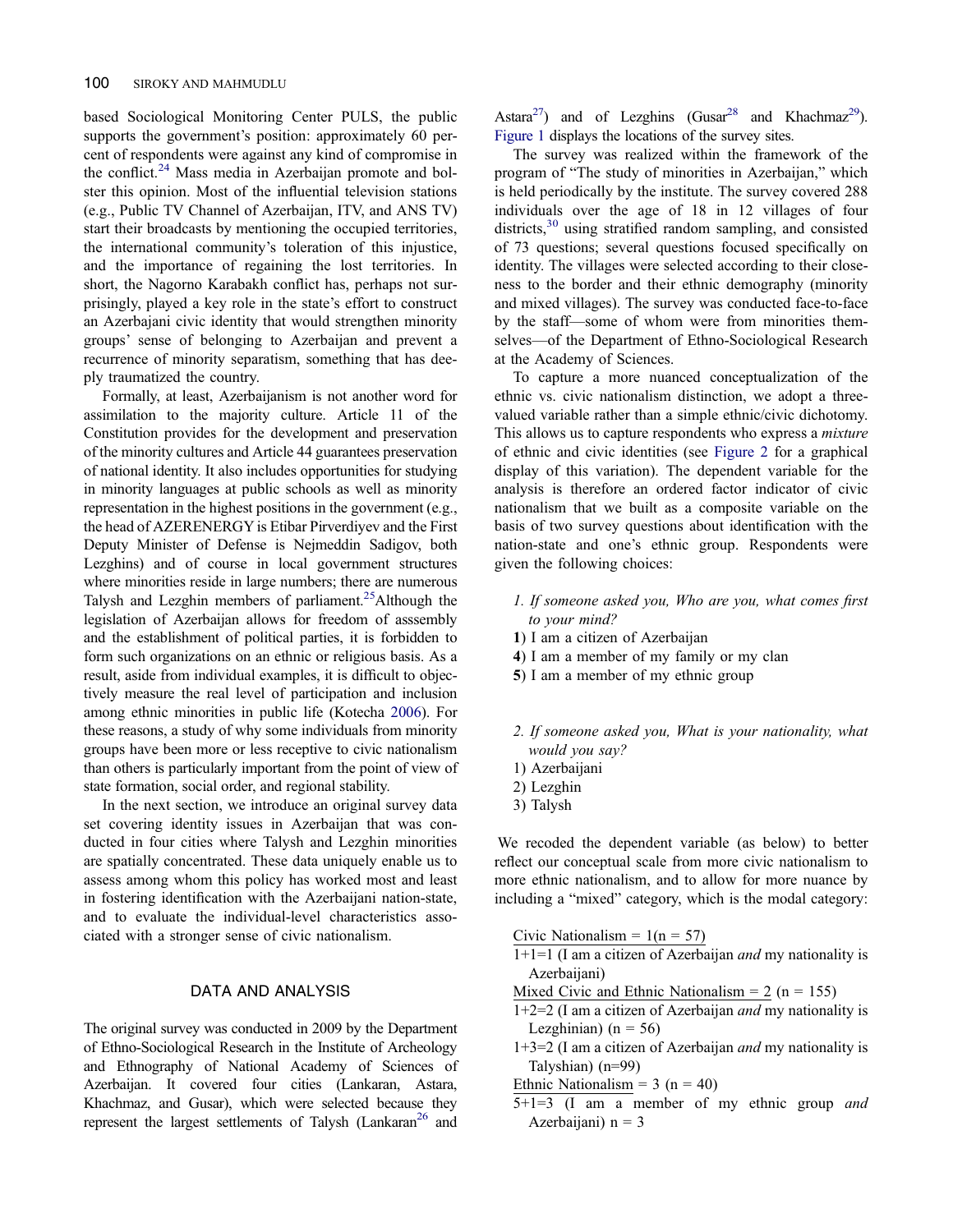based Sociological Monitoring Center PULS, the public supports the government's position: approximately 60 percent of respondents were against any kind of compromise in the conflict.[24] Mass media in Azerbaijan promote and bolster this opinion. Most of the influential television stations (e.g., Public TV Channel of Azerbaijan, ITV, and ANS TV) start their broadcasts by mentioning the occupied territories, the international community's toleration of this injustice, and the importance of regaining the lost territories. In short, the Nagorno Karabakh conflict has, perhaps not surprisingly, played a key role in the state's effort to construct an Azerbajani civic identity that would strengthen minority groups' sense of belonging to Azerbaijan and prevent a recurrence of minority separatism, something that has deeply traumatized the country.

Formally, at least, Azerbaijanism is not another word for assimilation to the majority culture. Article 11 of the Constitution provides for the development and preservation of the minority cultures and Article 44 guarantees preservation of national identity. It also includes opportunities for studying in minority languages at public schools as well as minority representation in the highest positions in the government (e.g., the head of AZERENERGY is Etibar Pirverdiyev and the First Deputy Minister of Defense is Nejmeddin Sadigov, both Lezghins) and of course in local government structures where minorities reside in large numbers; there are numerous Talysh and Lezghin members of parliament.[25]Although the legislation of Azerbaijan allows for freedom of asssembly and the establishment of political parties, it is forbidden to form such organizations on an ethnic or religious basis. As a result, aside from individual examples, it is difficult to objectively measure the real level of participation and inclusion among ethnic minorities in public life (Kotecha 2006). For these reasons, a study of why some individuals from minority groups have been more or less receptive to civic nationalism than others is particularly important from the point of view of state formation, social order, and regional stability.

In the next section, we introduce an original survey data set covering identity issues in Azerbaijan that was conducted in four cities where Talysh and Lezghin minorities are spatially concentrated. These data uniquely enable us to assess among whom this policy has worked most and least in fostering identification with the Azerbaijani nation-state, and to evaluate the individual-level characteristics associated with a stronger sense of civic nationalism.

## DATA AND ANALYSIS

The original survey was conducted in 2009 by the Department of Ethno-Sociological Research in the Institute of Archeology and Ethnography of National Academy of Sciences of Azerbaijan. It covered four cities (Lankaran, Astara, Khachmaz, and Gusar), which were selected because they represent the largest settlements of Talysh (Lankaran[26] and Astara[27]) and of Lezghins (Gusar[28] and Khachmaz[29]). Figure 1 displays the locations of the survey sites.

The survey was realized within the framework of the program of "The study of minorities in Azerbaijan," which is held periodically by the institute. The survey covered 288 individuals over the age of 18 in 12 villages of four districts,[30] using stratified random sampling, and consisted of 73 questions; several questions focused specifically on identity. The villages were selected according to their closeness to the border and their ethnic demography (minority and mixed villages). The survey was conducted face-to-face by the staff—some of whom were from minorities themselves—of the Department of Ethno-Sociological Research at the Academy of Sciences.

To capture a more nuanced conceptualization of the ethnic vs. civic nationalism distinction, we adopt a three-valued variable rather than a simple ethnic/civic dichotomy. This allows us to capture respondents who express a *mixture* of ethnic and civic identities (see Figure 2 for a graphical display of this variation). The dependent variable for the analysis is therefore an ordered factor indicator of civic nationalism that we built as a composite variable on the basis of two survey questions about identification with the nation-state and one's ethnic group. Respondents were given the following choices:

1. *If someone asked you, Who are you, what comes first to your mind?*

**1**) I am a citizen of Azerbaijan
**4**) I am a member of my family or my clan
**5**) I am a member of my ethnic group

2. *If someone asked you, What is your nationality, what would you say?*

1) Azerbaijani
2) Lezghin
3) Talysh

We recoded the dependent variable (as below) to better reflect our conceptual scale from more civic nationalism to more ethnic nationalism, and to allow for more nuance by including a "mixed" category, which is the modal category:

Civic Nationalism = 1(n = 57)
1+1=1 (I am a citizen of Azerbaijan *and* my nationality is Azerbaijani)
Mixed Civic and Ethnic Nationalism = 2 (n = 155)
1+2=2 (I am a citizen of Azerbaijan *and* my nationality is Lezghinian) (n = 56)
1+3=2 (I am a citizen of Azerbaijan *and* my nationality is Talyshian) (n=99)
Ethnic Nationalism = 3 (n = 40)
5+1=3 (I am a member of my ethnic group *and* Azerbaijani) n = 3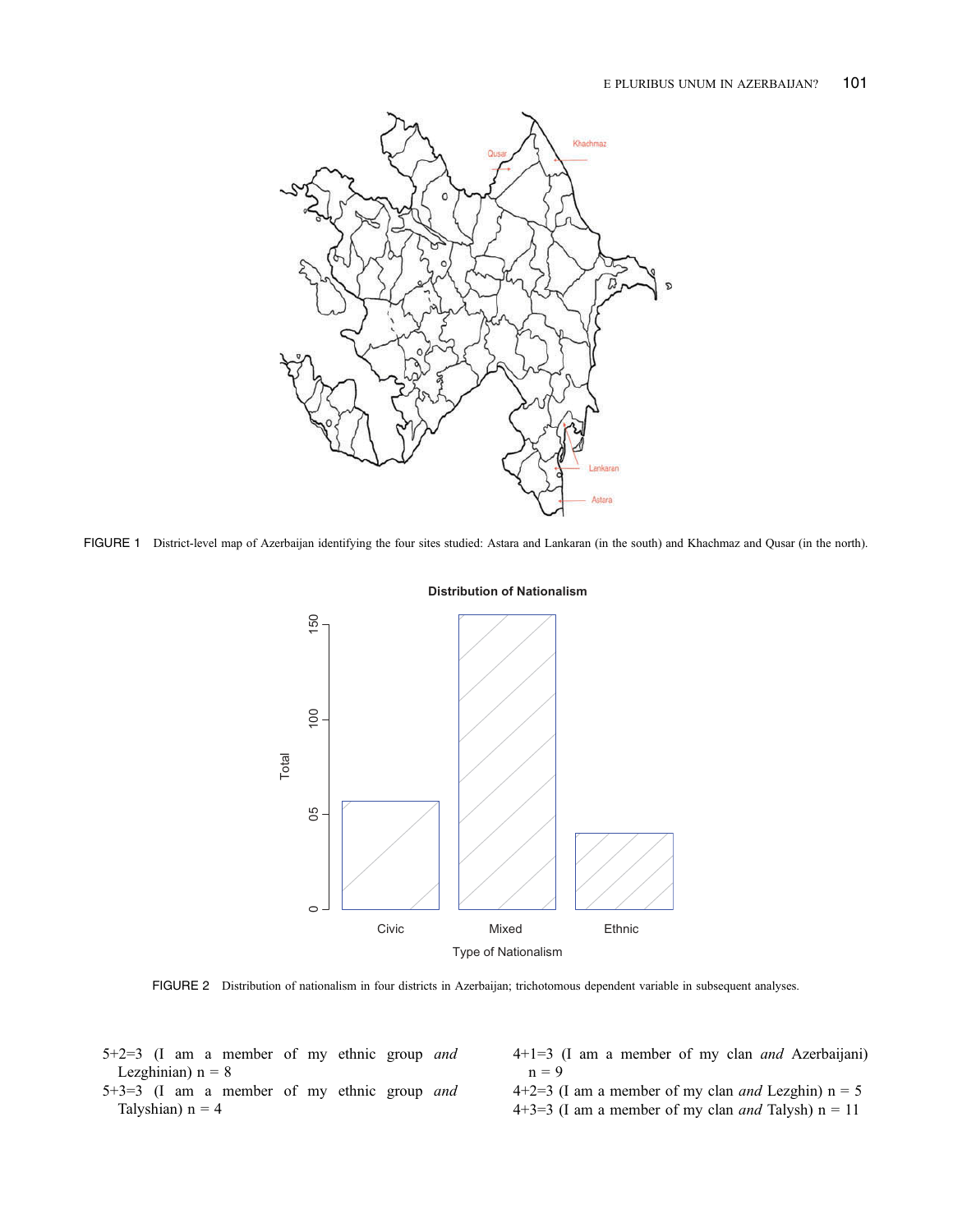FIGURE 1 District-level map of Azerbaijan identifying the four sites studied: Astara and Lankaran (in the south) and Khachmaz and Qusar (in the north).

FIGURE 2 Distribution of nationalism in four districts in Azerbaijan; trichotomous dependent variable in subsequent analyses.

5+2=3 (I am a member of my ethnic group *and* Lezghinian) n = 8

5+3=3 (I am a member of my ethnic group *and* Talyshian) n = 4

4+1=3 (I am a member of my clan *and* Azerbaijani) n = 9

4+2=3 (I am a member of my clan *and* Lezghin) n = 5

4+3=3 (I am a member of my clan *and* Talysh) n = 11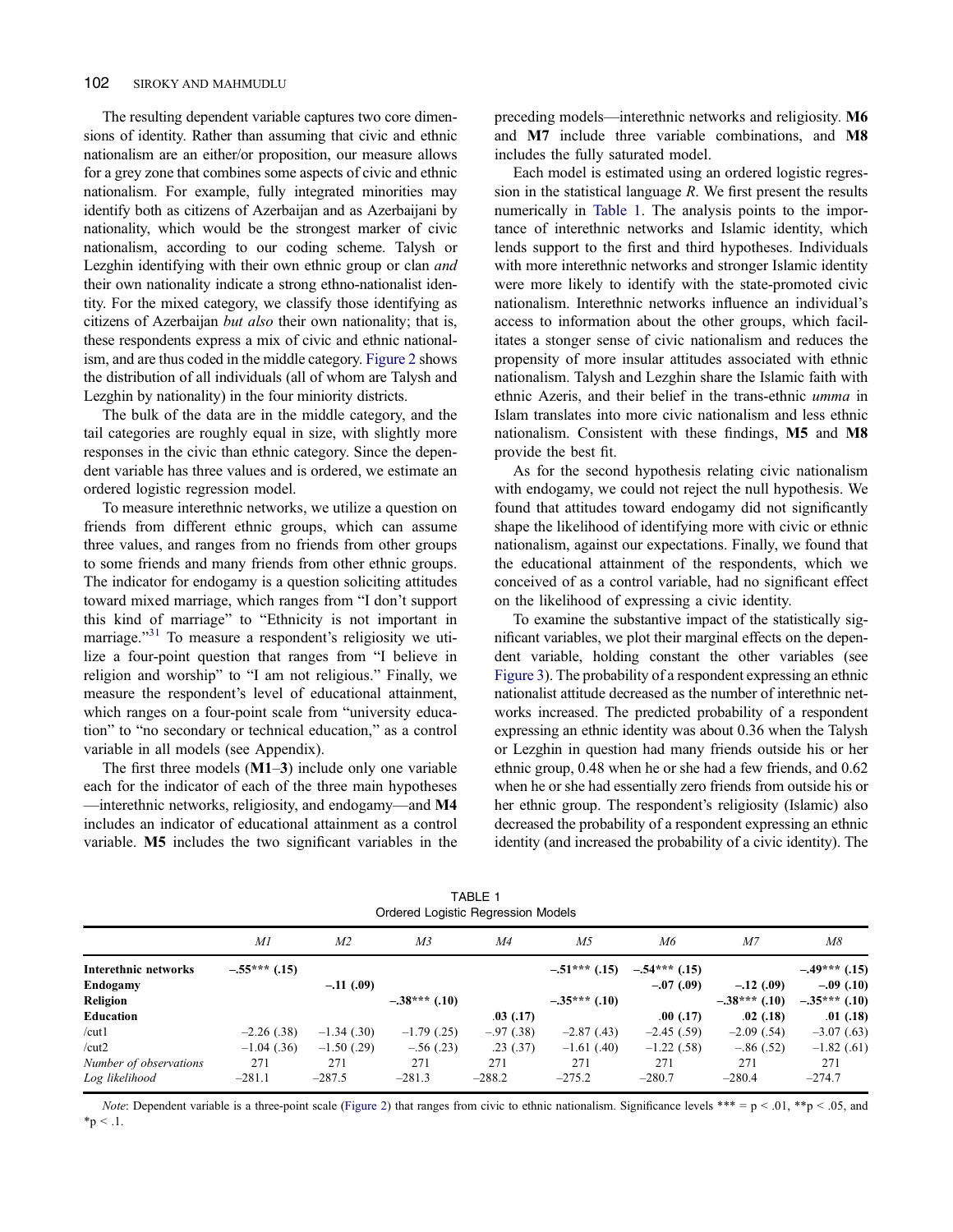The resulting dependent variable captures two core dimensions of identity. Rather than assuming that civic and ethnic nationalism are an either/or proposition, our measure allows for a grey zone that combines some aspects of civic and ethnic nationalism. For example, fully integrated minorities may identify both as citizens of Azerbaijan and as Azerbaijani by nationality, which would be the strongest marker of civic nationalism, according to our coding scheme. Talysh or Lezghin identifying with their own ethnic group or clan *and* their own nationality indicate a strong ethno-nationalist identity. For the mixed category, we classify those identifying as citizens of Azerbaijan *but also* their own nationality; that is, these respondents express a mix of civic and ethnic nationalism, and are thus coded in the middle category. Figure 2 shows the distribution of all individuals (all of whom are Talysh and Lezghin by nationality) in the four miniority districts.

The bulk of the data are in the middle category, and the tail categories are roughly equal in size, with slightly more responses in the civic than ethnic category. Since the dependent variable has three values and is ordered, we estimate an ordered logistic regression model.

To measure interethnic networks, we utilize a question on friends from different ethnic groups, which can assume three values, and ranges from no friends from other groups to some friends and many friends from other ethnic groups. The indicator for endogamy is a question soliciting attitudes toward mixed marriage, which ranges from "I don't support this kind of marriage" to "Ethnicity is not important in marriage."[31] To measure a respondent's religiosity we utilize a four-point question that ranges from "I believe in religion and worship" to "I am not religious." Finally, we measure the respondent's level of educational attainment, which ranges on a four-point scale from "university education" to "no secondary or technical education," as a control variable in all models (see Appendix).

The first three models (**M1**–**3**) include only one variable each for the indicator of each of the three main hypotheses —interethnic networks, religiosity, and endogamy—and **M4** includes an indicator of educational attainment as a control variable. **M5** includes the two significant variables in the preceding models—interethnic networks and religiosity. **M6** and **M7** include three variable combinations, and **M8** includes the fully saturated model.

Each model is estimated using an ordered logistic regression in the statistical language *R*. We first present the results numerically in Table 1. The analysis points to the importance of interethnic networks and Islamic identity, which lends support to the first and third hypotheses. Individuals with more interethnic networks and stronger Islamic identity were more likely to identify with the state-promoted civic nationalism. Interethnic networks influence an individual's access to information about the other groups, which facilitates a stonger sense of civic nationalism and reduces the propensity of more insular attitudes associated with ethnic nationalism. Talysh and Lezghin share the Islamic faith with ethnic Azeris, and their belief in the trans-ethnic *umma* in Islam translates into more civic nationalism and less ethnic nationalism. Consistent with these findings, **M5** and **M8** provide the best fit.

As for the second hypothesis relating civic nationalism with endogamy, we could not reject the null hypothesis. We found that attitudes toward endogamy did not significantly shape the likelihood of identifying more with civic or ethnic nationalism, against our expectations. Finally, we found that the educational attainment of the respondents, which we conceived of as a control variable, had no significant effect on the likelihood of expressing a civic identity.

To examine the substantive impact of the statistically significant variables, we plot their marginal effects on the dependent variable, holding constant the other variables (see Figure 3). The probability of a respondent expressing an ethnic nationalist attitude decreased as the number of interethnic networks increased. The predicted probability of a respondent expressing an ethnic identity was about 0.36 when the Talysh or Lezghin in question had many friends outside his or her ethnic group, 0.48 when he or she had a few friends, and 0.62 when he or she had essentially zero friends from outside his or her ethnic group. The respondent's religiosity (Islamic) also decreased the probability of a respondent expressing an ethnic identity (and increased the probability of a civic identity). The

TABLE 1
Ordered Logistic Regression Models

| | *M1* | *M2* | *M3* | *M4* | *M5* | *M6* | *M7* | *M8* |
|---|---|---|---|---|---|---|---|---|
| **Interethnic networks** | **–.55\*\*\* (.15)** | | | | **–.51\*\*\* (.15)** | **–.54\*\*\* (.15)** | | **–.49\*\*\* (.15)** |
| **Endogamy** | | **–.11 (.09)** | | | | **–.07 (.09)** | **–.12 (.09)** | **–.09 (.10)** |
| **Religion** | | | **–.38\*\*\* (.10)** | | **–.35\*\*\* (.10)** | | **–.38\*\*\* (.10)** | **–.35\*\*\* (.10)** |
| **Education** | | | | **.03 (.17)** | | **.00 (.17)** | **.02 (.18)** | **.01 (.18)** |
| /cut1 | –2.26 (.38) | –1.34 (.30) | –1.79 (.25) | –.97 (.38) | –2.87 (.43) | –2.45 (.59) | –2.09 (.54) | –3.07 (.63) |
| /cut2 | –1.04 (.36) | –1.50 (.29) | –.56 (.23) | .23 (.37) | –1.61 (.40) | –1.22 (.58) | –.86 (.52) | –1.82 (.61) |
| *Number of observations* | 271 | 271 | 271 | 271 | 271 | 271 | 271 | 271 |
| *Log likelihood* | –281.1 | –287.5 | –281.3 | –288.2 | –275.2 | –280.7 | –280.4 | –274.7 |

*Note*: Dependent variable is a three-point scale (Figure 2) that ranges from civic to ethnic nationalism. Significance levels *** = p < .01, **p < .05, and *p < .1.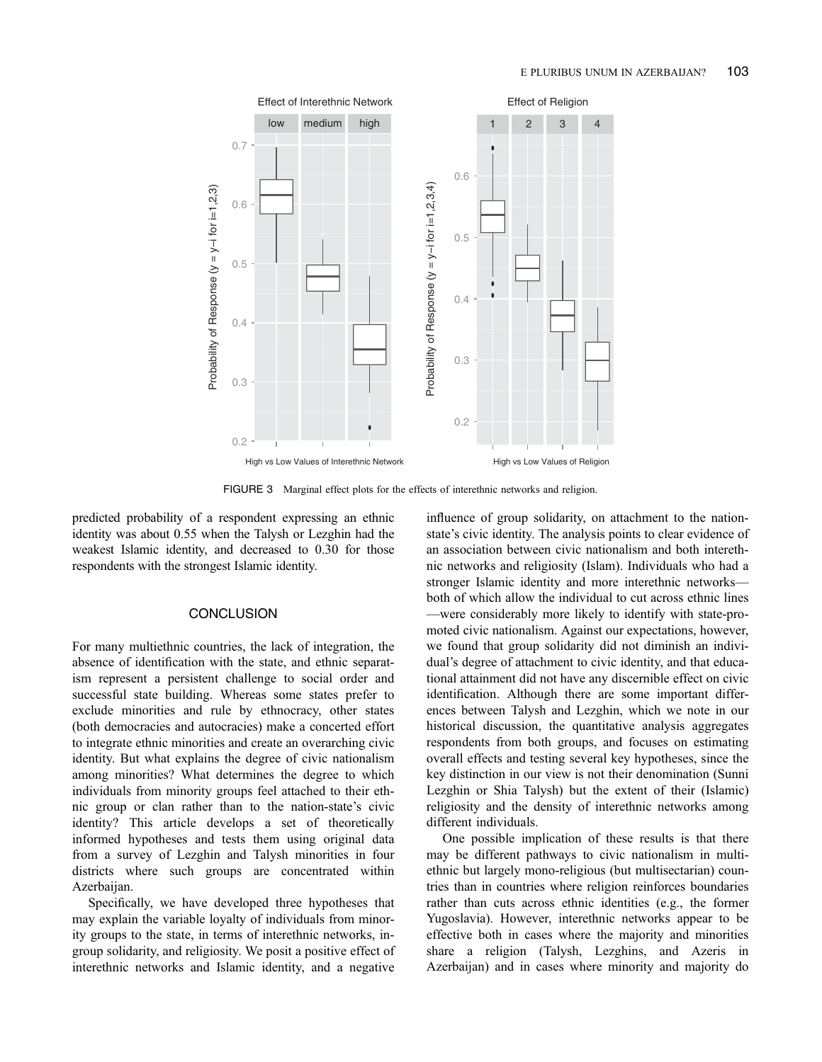Effect of Interethnic Network

low medium high

0.7
0.6
0.5
0.4
0.3
0.2

Probability of Response (y = y−i for i=1,2,3)

High vs Low Values of Interethnic Network

Effect of Religion

1 2 3 4

0.6
0.5
0.4
0.3
0.2

Probability of Response (y = y−i for i=1,2,3,4)

High vs Low Values of Religion

FIGURE 3 Marginal effect plots for the effects of interethnic networks and religion.

predicted probability of a respondent expressing an ethnic identity was about 0.55 when the Talysh or Lezghin had the weakest Islamic identity, and decreased to 0.30 for those respondents with the strongest Islamic identity.

## CONCLUSION

For many multiethnic countries, the lack of integration, the absence of identification with the state, and ethnic separatism represent a persistent challenge to social order and successful state building. Whereas some states prefer to exclude minorities and rule by ethnocracy, other states (both democracies and autocracies) make a concerted effort to integrate ethnic minorities and create an overarching civic identity. But what explains the degree of civic nationalism among minorities? What determines the degree to which individuals from minority groups feel attached to their ethnic group or clan rather than to the nation-state's civic identity? This article develops a set of theoretically informed hypotheses and tests them using original data from a survey of Lezghin and Talysh minorities in four districts where such groups are concentrated within Azerbaijan.

Specifically, we have developed three hypotheses that may explain the variable loyalty of individuals from minority groups to the state, in terms of interethnic networks, in-group solidarity, and religiosity. We posit a positive effect of interethnic networks and Islamic identity, and a negative influence of group solidarity, on attachment to the nation-state's civic identity. The analysis points to clear evidence of an association between civic nationalism and both interethnic networks and religiosity (Islam). Individuals who had a stronger Islamic identity and more interethnic networks—both of which allow the individual to cut across ethnic lines—were considerably more likely to identify with state-promoted civic nationalism. Against our expectations, however, we found that group solidarity did not diminish an individual's degree of attachment to civic identity, and that educational attainment did not have any discernible effect on civic identification. Although there are some important differences between Talysh and Lezghin, which we note in our historical discussion, the quantitative analysis aggregates respondents from both groups, and focuses on estimating overall effects and testing several key hypotheses, since the key distinction in our view is not their denomination (Sunni Lezghin or Shia Talysh) but the extent of their (Islamic) religiosity and the density of interethnic networks among different individuals.

One possible implication of these results is that there may be different pathways to civic nationalism in multiethnic but largely mono-religious (but multisectarian) countries than in countries where religion reinforces boundaries rather than cuts across ethnic identities (e.g., the former Yugoslavia). However, interethnic networks appear to be effective both in cases where the majority and minorities share a religion (Talysh, Lezghins, and Azeris in Azerbaijan) and in cases where minority and majority do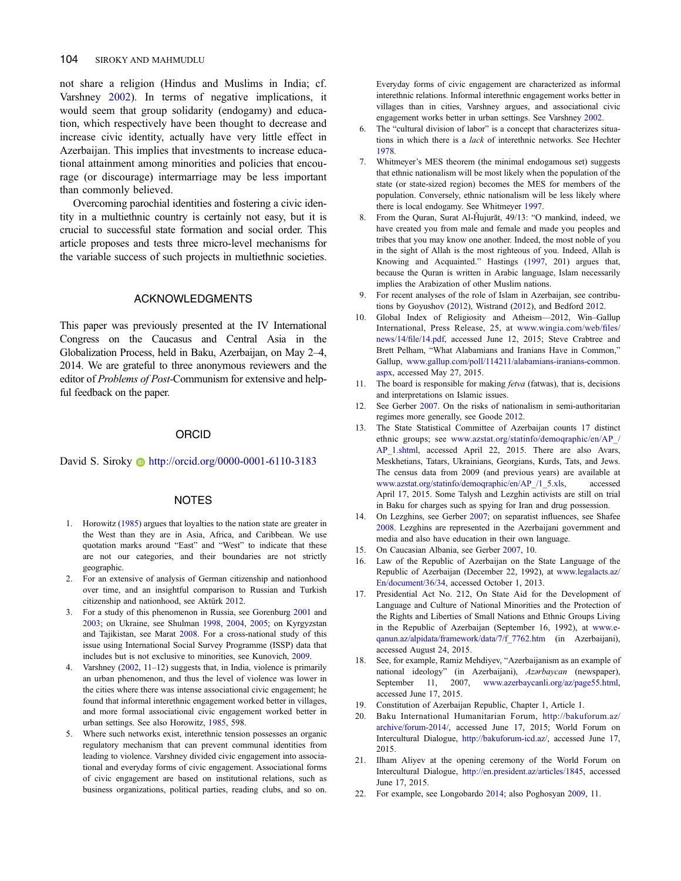not share a religion (Hindus and Muslims in India; cf. Varshney 2002). In terms of negative implications, it would seem that group solidarity (endogamy) and education, which respectively have been thought to decrease and increase civic identity, actually have very little effect in Azerbaijan. This implies that investments to increase educational attainment among minorities and policies that encourage (or discourage) intermarriage may be less important than commonly believed.

Overcoming parochial identities and fostering a civic identity in a multiethnic country is certainly not easy, but it is crucial to successful state formation and social order. This article proposes and tests three micro-level mechanisms for the variable success of such projects in multiethnic societies.

## ACKNOWLEDGMENTS

This paper was previously presented at the IV International Congress on the Caucasus and Central Asia in the Globalization Process, held in Baku, Azerbaijan, on May 2–4, 2014. We are grateful to three anonymous reviewers and the editor of *Problems of Post*-Communism for extensive and helpful feedback on the paper.

## ORCID

David S. Siroky http://orcid.org/0000-0001-6110-3183

## NOTES

1. Horowitz (1985) argues that loyalties to the nation state are greater in the West than they are in Asia, Africa, and Caribbean. We use quotation marks around "East" and "West" to indicate that these are not our categories, and their boundaries are not strictly geographic.
2. For an extensive of analysis of German citizenship and nationhood over time, and an insightful comparison to Russian and Turkish citizenship and nationhood, see Aktürk 2012.
3. For a study of this phenomenon in Russia, see Gorenburg 2001 and 2003; on Ukraine, see Shulman 1998, 2004, 2005; on Kyrgyzstan and Tajikistan, see Marat 2008. For a cross-national study of this issue using International Social Survey Programme (ISSP) data that includes but is not exclusive to minorities, see Kunovich, 2009.
4. Varshney (2002, 11–12) suggests that, in India, violence is primarily an urban phenomenon, and thus the level of violence was lower in the cities where there was intense associational civic engagement; he found that informal interethnic engagement worked better in villages, and more formal associational civic engagement worked better in urban settings. See also Horowitz, 1985, 598.
5. Where such networks exist, interethnic tension possesses an organic regulatory mechanism that can prevent communal identities from leading to violence. Varshney divided civic engagement into associational and everyday forms of civic engagement. Associational forms of civic engagement are based on institutional relations, such as business organizations, political parties, reading clubs, and so on. Everyday forms of civic engagement are characterized as informal interethnic relations. Informal interethnic engagement works better in villages than in cities, Varshney argues, and associational civic engagement works better in urban settings. See Varshney 2002.
6. The "cultural division of labor" is a concept that characterizes situations in which there is a *lack* of interethnic networks. See Hechter 1978.
7. Whitmeyer's MES theorem (the minimal endogamous set) suggests that ethnic nationalism will be most likely when the population of the state (or state-sized region) becomes the MES for members of the population. Conversely, ethnic nationalism will be less likely where there is local endogamy. See Whitmeyer 1997.
8. From the Quran, Surat Al-Ḥujurāt, 49/13: "O mankind, indeed, we have created you from male and female and made you peoples and tribes that you may know one another. Indeed, the most noble of you in the sight of Allah is the most righteous of you. Indeed, Allah is Knowing and Acquainted." Hastings (1997, 201) argues that, because the Quran is written in Arabic language, Islam necessarily implies the Arabization of other Muslim nations.
9. For recent analyses of the role of Islam in Azerbaijan, see contributions by Goyushov (2012), Wistrand (2012), and Bedford 2012.
10. Global Index of Religiosity and Atheism—2012, Win–Gallup International, Press Release, 25, at www.wingia.com/web/files/news/14/file/14.pdf, accessed June 12, 2015; Steve Crabtree and Brett Pelham, "What Alabamians and Iranians Have in Common," Gallup, www.gallup.com/poll/114211/alabamians-iranians-common.aspx, accessed May 27, 2015.
11. The board is responsible for making *fetva* (fatwas), that is, decisions and interpretations on Islamic issues.
12. See Gerber 2007. On the risks of nationalism in semi-authoritarian regimes more generally, see Goode 2012.
13. The State Statistical Committee of Azerbaijan counts 17 distinct ethnic groups; see www.azstat.org/statinfo/demoqraphic/en/AP_/AP_1.shtml, accessed April 22, 2015. There are also Avars, Meskhetians, Tatars, Ukrainians, Georgians, Kurds, Tats, and Jews. The census data from 2009 (and previous years) are available at www.azstat.org/statinfo/demoqraphic/en/AP_/1_5.xls, accessed April 17, 2015. Some Talysh and Lezghin activists are still on trial in Baku for charges such as spying for Iran and drug possession.
14. On Lezghins, see Gerber 2007; on separatist influences, see Shafee 2008. Lezghins are represented in the Azerbaijani government and media and also have education in their own language.
15. On Caucasian Albania, see Gerber 2007, 10.
16. Law of the Republic of Azerbaijan on the State Language of the Republic of Azerbaijan (December 22, 1992), at www.legalacts.az/En/document/36/34, accessed October 1, 2013.
17. Presidential Act No. 212, On State Aid for the Development of Language and Culture of National Minorities and the Protection of the Rights and Liberties of Small Nations and Ethnic Groups Living in the Republic of Azerbaijan (September 16, 1992), at www.e-qanun.az/alpidata/framework/data/7/f_7762.htm (in Azerbaijani), accessed August 24, 2015.
18. See, for example, Ramiz Mehdiyev, "Azerbaijanism as an example of national ideology" (in Azerbaijani), *Azərbaycan* (newspaper), September 11, 2007, www.azerbaycanli.org/az/page55.html, accessed June 17, 2015.
19. Constitution of Azerbaijan Republic, Chapter 1, Article 1.
20. Baku International Humanitarian Forum, http://bakuforum.az/archive/forum-2014/, accessed June 17, 2015; World Forum on Intercultural Dialogue, http://bakuforum-icd.az/, accessed June 17, 2015.
21. Ilham Aliyev at the opening ceremony of the World Forum on Intercultural Dialogue, http://en.president.az/articles/1845, accessed June 17, 2015.
22. For example, see Longobardo 2014; also Poghosyan 2009, 11.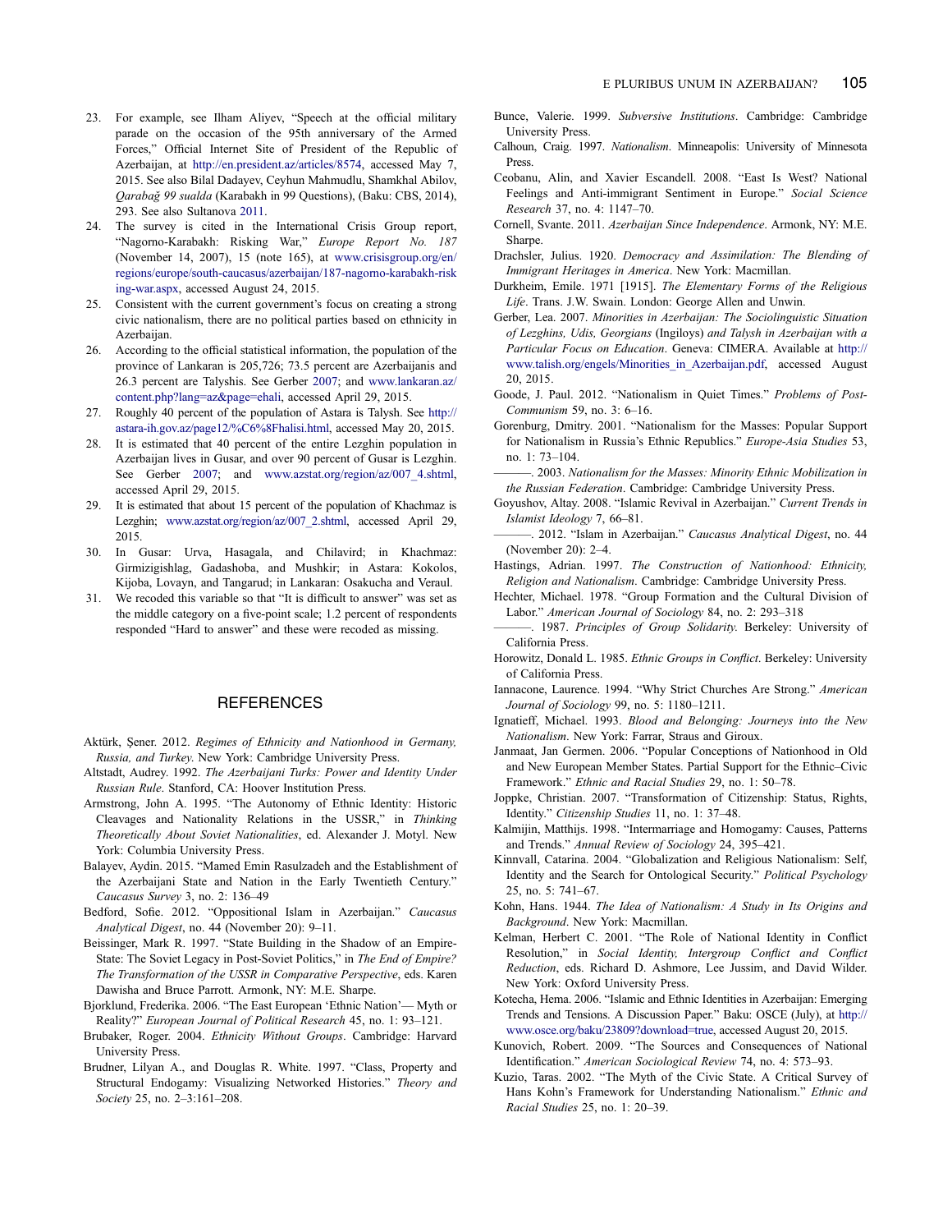23. For example, see Ilham Aliyev, "Speech at the official military parade on the occasion of the 95th anniversary of the Armed Forces," Official Internet Site of President of the Republic of Azerbaijan, at http://en.president.az/articles/8574, accessed May 7, 2015. See also Bilal Dadayev, Ceyhun Mahmudlu, Shamkhal Abilov, *Qarabağ 99 sualda* (Karabakh in 99 Questions), (Baku: CBS, 2014), 293. See also Sultanova 2011.
24. The survey is cited in the International Crisis Group report, "Nagorno-Karabakh: Risking War," *Europe Report No. 187* (November 14, 2007), 15 (note 165), at www.crisisgroup.org/en/regions/europe/south-caucasus/azerbaijan/187-nagorno-karabakh-risking-war.aspx, accessed August 24, 2015.
25. Consistent with the current government's focus on creating a strong civic nationalism, there are no political parties based on ethnicity in Azerbaijan.
26. According to the official statistical information, the population of the province of Lankaran is 205,726; 73.5 percent are Azerbaijanis and 26.3 percent are Talyshis. See Gerber 2007; and www.lankaran.az/content.php?lang=az&page=ehali, accessed April 29, 2015.
27. Roughly 40 percent of the population of Astara is Talysh. See http://astara-ih.gov.az/page12/%C6%8Fhalisi.html, accessed May 20, 2015.
28. It is estimated that 40 percent of the entire Lezghin population in Azerbaijan lives in Gusar, and over 90 percent of Gusar is Lezghin. See Gerber 2007; and www.azstat.org/region/az/007_4.shtml, accessed April 29, 2015.
29. It is estimated that about 15 percent of the population of Khachmaz is Lezghin; www.azstat.org/region/az/007_2.shtml, accessed April 29, 2015.
30. In Gusar: Urva, Hasagala, and Chilavird; in Khachmaz: Girmizigishlag, Gadashoba, and Mushkir; in Astara: Kokolos, Kijoba, Lovayn, and Tangarud; in Lankaran: Osakucha and Veraul.
31. We recoded this variable so that "It is difficult to answer" was set as the middle category on a five-point scale; 1.2 percent of respondents responded "Hard to answer" and these were recoded as missing.

## REFERENCES

Aktürk, Şener. 2012. *Regimes of Ethnicity and Nationhood in Germany, Russia, and Turkey*. New York: Cambridge University Press.

Altstadt, Audrey. 1992. *The Azerbaijani Turks: Power and Identity Under Russian Rule*. Stanford, CA: Hoover Institution Press.

Armstrong, John A. 1995. "The Autonomy of Ethnic Identity: Historic Cleavages and Nationality Relations in the USSR," in *Thinking Theoretically About Soviet Nationalities*, ed. Alexander J. Motyl. New York: Columbia University Press.

Balayev, Aydin. 2015. "Mamed Emin Rasulzadeh and the Establishment of the Azerbaijani State and Nation in the Early Twentieth Century." *Caucasus Survey* 3, no. 2: 136–49

Bedford, Sofie. 2012. "Oppositional Islam in Azerbaijan." *Caucasus Analytical Digest*, no. 44 (November 20): 9–11.

Beissinger, Mark R. 1997. "State Building in the Shadow of an Empire-State: The Soviet Legacy in Post-Soviet Politics," in *The End of Empire? The Transformation of the USSR in Comparative Perspective*, eds. Karen Dawisha and Bruce Parrott. Armonk, NY: M.E. Sharpe.

Bjorklund, Frederika. 2006. "The East European 'Ethnic Nation'— Myth or Reality?" *European Journal of Political Research* 45, no. 1: 93–121.

Brubaker, Roger. 2004. *Ethnicity Without Groups*. Cambridge: Harvard University Press.

Brudner, Lilyan A., and Douglas R. White. 1997. "Class, Property and Structural Endogamy: Visualizing Networked Histories." *Theory and Society* 25, no. 2–3:161–208.

Bunce, Valerie. 1999. *Subversive Institutions*. Cambridge: Cambridge University Press.

Calhoun, Craig. 1997. *Nationalism*. Minneapolis: University of Minnesota Press.

Ceobanu, Alin, and Xavier Escandell. 2008. "East Is West? National Feelings and Anti-immigrant Sentiment in Europe." *Social Science Research* 37, no. 4: 1147–70.

Cornell, Svante. 2011. *Azerbaijan Since Independence*. Armonk, NY: M.E. Sharpe.

Drachsler, Julius. 1920. *Democracy and Assimilation: The Blending of Immigrant Heritages in America*. New York: Macmillan.

Durkheim, Emile. 1971 [1915]. *The Elementary Forms of the Religious Life*. Trans. J.W. Swain. London: George Allen and Unwin.

Gerber, Lea. 2007. *Minorities in Azerbaijan: The Sociolinguistic Situation of Lezghins, Udis, Georgians* (Ingiloys) *and Talysh in Azerbaijan with a Particular Focus on Education*. Geneva: CIMERA. Available at http://www.talish.org/engels/Minorities_in_Azerbaijan.pdf, accessed August 20, 2015.

Goode, J. Paul. 2012. "Nationalism in Quiet Times." *Problems of Post-Communism* 59, no. 3: 6–16.

Gorenburg, Dmitry. 2001. "Nationalism for the Masses: Popular Support for Nationalism in Russia's Ethnic Republics." *Europe-Asia Studies* 53, no. 1: 73–104.

———. 2003. *Nationalism for the Masses: Minority Ethnic Mobilization in the Russian Federation*. Cambridge: Cambridge University Press.

Goyushov, Altay. 2008. "Islamic Revival in Azerbaijan." *Current Trends in Islamist Ideology* 7, 66–81.

———. 2012. "Islam in Azerbaijan." *Caucasus Analytical Digest*, no. 44 (November 20): 2–4.

Hastings, Adrian. 1997. *The Construction of Nationhood: Ethnicity, Religion and Nationalism*. Cambridge: Cambridge University Press.

Hechter, Michael. 1978. "Group Formation and the Cultural Division of Labor." *American Journal of Sociology* 84, no. 2: 293–318

———. 1987. *Principles of Group Solidarity*. Berkeley: University of California Press.

Horowitz, Donald L. 1985. *Ethnic Groups in Conflict*. Berkeley: University of California Press.

Iannacone, Laurence. 1994. "Why Strict Churches Are Strong." *American Journal of Sociology* 99, no. 5: 1180–1211.

Ignatieff, Michael. 1993. *Blood and Belonging: Journeys into the New Nationalism*. New York: Farrar, Straus and Giroux.

Janmaat, Jan Germen. 2006. "Popular Conceptions of Nationhood in Old and New European Member States. Partial Support for the Ethnic–Civic Framework." *Ethnic and Racial Studies* 29, no. 1: 50–78.

Joppke, Christian. 2007. "Transformation of Citizenship: Status, Rights, Identity." *Citizenship Studies* 11, no. 1: 37–48.

Kalmijin, Matthijs. 1998. "Intermarriage and Homogamy: Causes, Patterns and Trends." *Annual Review of Sociology* 24, 395–421.

Kinnvall, Catarina. 2004. "Globalization and Religious Nationalism: Self, Identity and the Search for Ontological Security." *Political Psychology* 25, no. 5: 741–67.

Kohn, Hans. 1944. *The Idea of Nationalism: A Study in Its Origins and Background*. New York: Macmillan.

Kelman, Herbert C. 2001. "The Role of National Identity in Conflict Resolution," in *Social Identity, Intergroup Conflict and Conflict Reduction*, eds. Richard D. Ashmore, Lee Jussim, and David Wilder. New York: Oxford University Press.

Kotecha, Hema. 2006. "Islamic and Ethnic Identities in Azerbaijan: Emerging Trends and Tensions. A Discussion Paper." Baku: OSCE (July), at http://www.osce.org/baku/23809?download=true, accessed August 20, 2015.

Kunovich, Robert. 2009. "The Sources and Consequences of National Identification." *American Sociological Review* 74, no. 4: 573–93.

Kuzio, Taras. 2002. "The Myth of the Civic State. A Critical Survey of Hans Kohn's Framework for Understanding Nationalism." *Ethnic and Racial Studies* 25, no. 1: 20–39.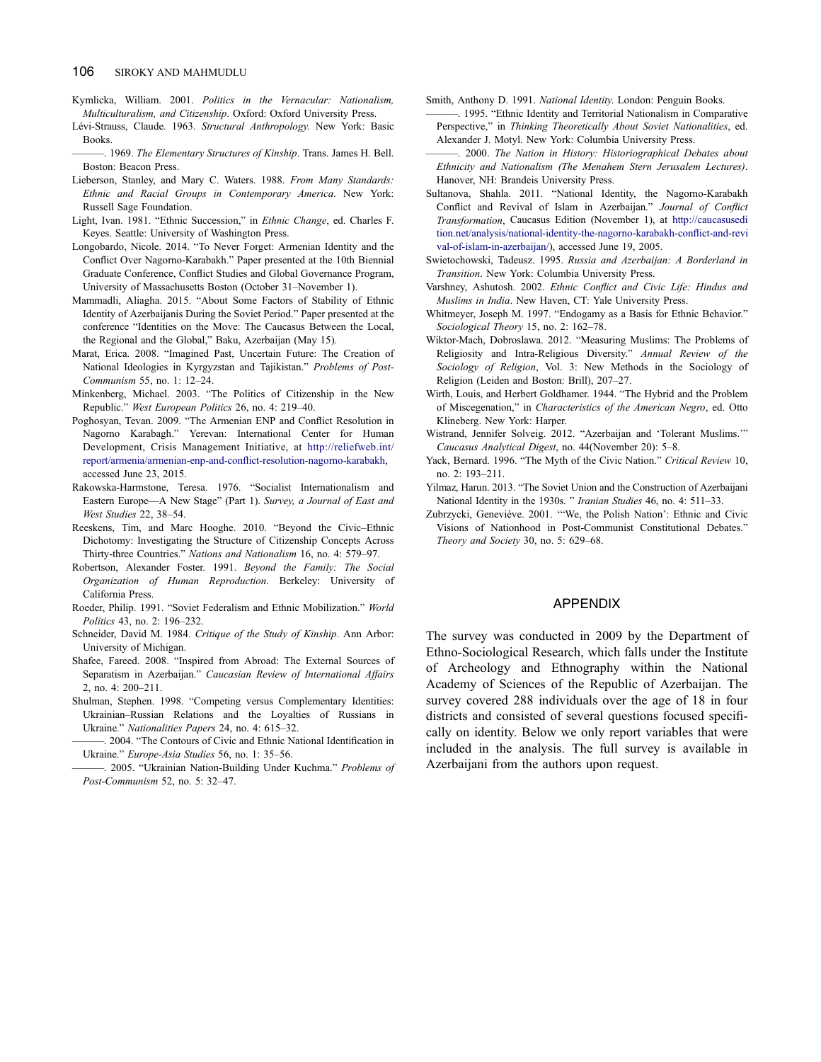Kymlicka, William. 2001. *Politics in the Vernacular: Nationalism, Multiculturalism, and Citizenship*. Oxford: Oxford University Press.

Lévi-Strauss, Claude. 1963. *Structural Anthropology*. New York: Basic Books.

———. 1969. *The Elementary Structures of Kinship*. Trans. James H. Bell. Boston: Beacon Press.

Lieberson, Stanley, and Mary C. Waters. 1988. *From Many Standards: Ethnic and Racial Groups in Contemporary America*. New York: Russell Sage Foundation.

Light, Ivan. 1981. "Ethnic Succession," in *Ethnic Change*, ed. Charles F. Keyes. Seattle: University of Washington Press.

Longobardo, Nicole. 2014. "To Never Forget: Armenian Identity and the Conflict Over Nagorno-Karabakh." Paper presented at the 10th Biennial Graduate Conference, Conflict Studies and Global Governance Program, University of Massachusetts Boston (October 31–November 1).

Mammadli, Aliagha. 2015. "About Some Factors of Stability of Ethnic Identity of Azerbaijanis During the Soviet Period." Paper presented at the conference "Identities on the Move: The Caucasus Between the Local, the Regional and the Global," Baku, Azerbaijan (May 15).

Marat, Erica. 2008. "Imagined Past, Uncertain Future: The Creation of National Ideologies in Kyrgyzstan and Tajikistan." *Problems of Post-Communism* 55, no. 1: 12–24.

Minkenberg, Michael. 2003. "The Politics of Citizenship in the New Republic." *West European Politics* 26, no. 4: 219–40.

Poghosyan, Tevan. 2009. "The Armenian ENP and Conflict Resolution in Nagorno Karabagh." Yerevan: International Center for Human Development, Crisis Management Initiative, at http://reliefweb.int/report/armenia/armenian-enp-and-conflict-resolution-nagorno-karabakh, accessed June 23, 2015.

Rakowska-Harmstone, Teresa. 1976. "Socialist Internationalism and Eastern Europe—A New Stage" (Part 1). *Survey, a Journal of East and West Studies* 22, 38–54.

Reeskens, Tim, and Marc Hooghe. 2010. "Beyond the Civic–Ethnic Dichotomy: Investigating the Structure of Citizenship Concepts Across Thirty-three Countries." *Nations and Nationalism* 16, no. 4: 579–97.

Robertson, Alexander Foster. 1991. *Beyond the Family: The Social Organization of Human Reproduction*. Berkeley: University of California Press.

Roeder, Philip. 1991. "Soviet Federalism and Ethnic Mobilization." *World Politics* 43, no. 2: 196–232.

Schneider, David M. 1984. *Critique of the Study of Kinship*. Ann Arbor: University of Michigan.

Shafee, Fareed. 2008. "Inspired from Abroad: The External Sources of Separatism in Azerbaijan." *Caucasian Review of International Affairs* 2, no. 4: 200–211.

Shulman, Stephen. 1998. "Competing versus Complementary Identities: Ukrainian–Russian Relations and the Loyalties of Russians in Ukraine." *Nationalities Papers* 24, no. 4: 615–32.

———. 2004. "The Contours of Civic and Ethnic National Identification in Ukraine." *Europe-Asia Studies* 56, no. 1: 35–56.

———. 2005. "Ukrainian Nation-Building Under Kuchma." *Problems of Post-Communism* 52, no. 5: 32–47.

Smith, Anthony D. 1991. *National Identity*. London: Penguin Books.

———. 1995. "Ethnic Identity and Territorial Nationalism in Comparative Perspective," in *Thinking Theoretically About Soviet Nationalities*, ed. Alexander J. Motyl. New York: Columbia University Press.

———. 2000. *The Nation in History: Historiographical Debates about Ethnicity and Nationalism (The Menahem Stern Jerusalem Lectures)*. Hanover, NH: Brandeis University Press.

Sultanova, Shahla. 2011. "National Identity, the Nagorno-Karabakh Conflict and Revival of Islam in Azerbaijan." *Journal of Conflict Transformation*, Caucasus Edition (November 1), at http://caucasusedition.net/analysis/national-identity-the-nagorno-karabakh-conflict-and-revival-of-islam-in-azerbaijan/), accessed June 19, 2005.

Swietochowski, Tadeusz. 1995. *Russia and Azerbaijan: A Borderland in Transition*. New York: Columbia University Press.

Varshney, Ashutosh. 2002. *Ethnic Conflict and Civic Life: Hindus and Muslims in India*. New Haven, CT: Yale University Press.

Whitmeyer, Joseph M. 1997. "Endogamy as a Basis for Ethnic Behavior." *Sociological Theory* 15, no. 2: 162–78.

Wiktor-Mach, Dobroslawa. 2012. "Measuring Muslims: The Problems of Religiosity and Intra-Religious Diversity." *Annual Review of the Sociology of Religion*, Vol. 3: New Methods in the Sociology of Religion (Leiden and Boston: Brill), 207–27.

Wirth, Louis, and Herbert Goldhamer. 1944. "The Hybrid and the Problem of Miscegenation," in *Characteristics of the American Negro*, ed. Otto Klineberg. New York: Harper.

Wistrand, Jennifer Solveig. 2012. "Azerbaijan and 'Tolerant Muslims.'" *Caucasus Analytical Digest*, no. 44(November 20): 5–8.

Yack, Bernard. 1996. "The Myth of the Civic Nation." *Critical Review* 10, no. 2: 193–211.

Yilmaz, Harun. 2013. "The Soviet Union and the Construction of Azerbaijani National Identity in the 1930s. " *Iranian Studies* 46, no. 4: 511–33.

Zubrzycki, Geneviève. 2001. "'We, the Polish Nation': Ethnic and Civic Visions of Nationhood in Post-Communist Constitutional Debates." *Theory and Society* 30, no. 5: 629–68.

## APPENDIX

The survey was conducted in 2009 by the Department of Ethno-Sociological Research, which falls under the Institute of Archeology and Ethnography within the National Academy of Sciences of the Republic of Azerbaijan. The survey covered 288 individuals over the age of 18 in four districts and consisted of several questions focused specifically on identity. Below we only report variables that were included in the analysis. The full survey is available in Azerbaijani from the authors upon request.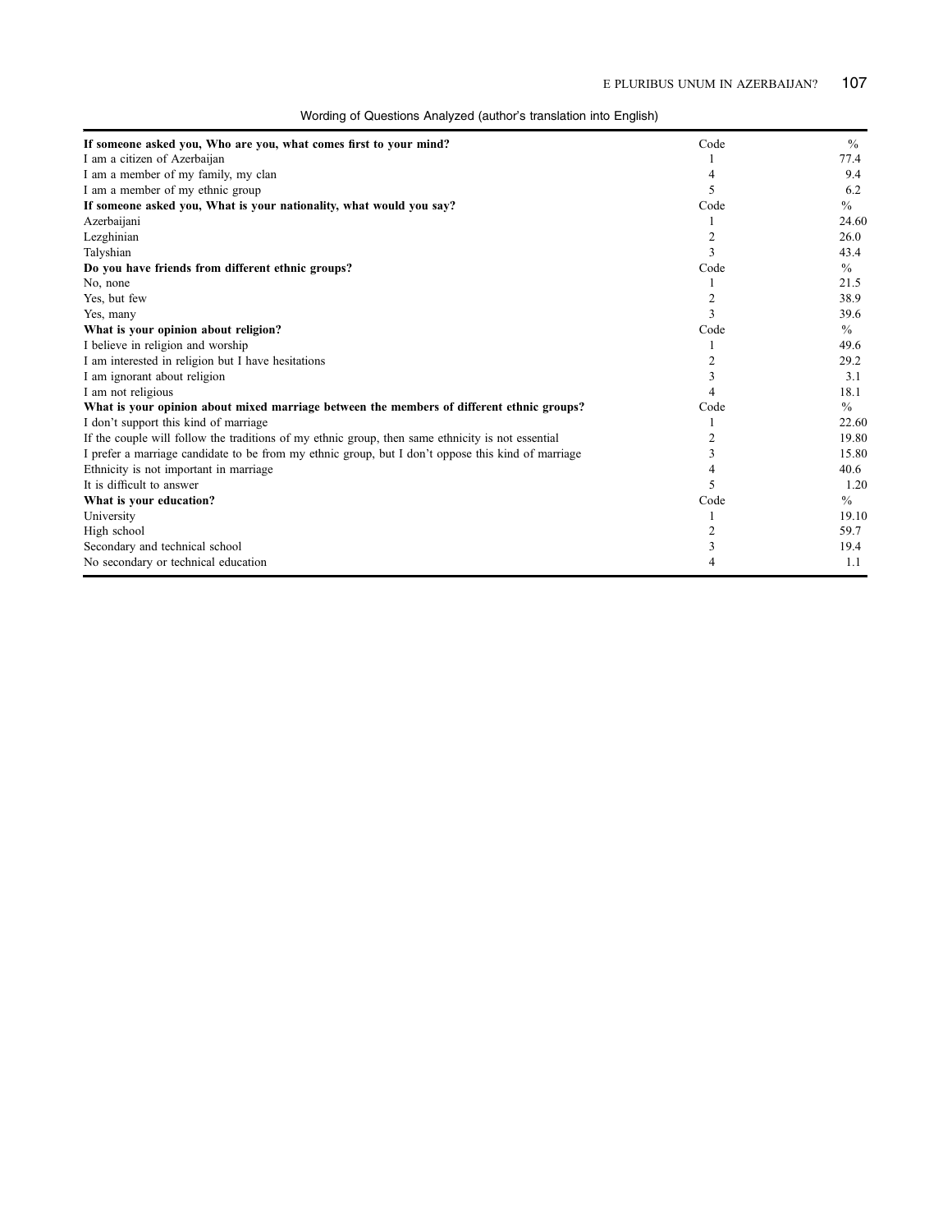Wording of Questions Analyzed (author's translation into English)

| | Code | % |
|---|---|---|
| **If someone asked you, Who are you, what comes first to your mind?** | Code | % |
| I am a citizen of Azerbaijan | 1 | 77.4 |
| I am a member of my family, my clan | 4 | 9.4 |
| I am a member of my ethnic group | 5 | 6.2 |
| **If someone asked you, What is your nationality, what would you say?** | Code | % |
| Azerbaijani | 1 | 24.60 |
| Lezghinian | 2 | 26.0 |
| Talyshian | 3 | 43.4 |
| **Do you have friends from different ethnic groups?** | Code | % |
| No, none | 1 | 21.5 |
| Yes, but few | 2 | 38.9 |
| Yes, many | 3 | 39.6 |
| **What is your opinion about religion?** | Code | % |
| I believe in religion and worship | 1 | 49.6 |
| I am interested in religion but I have hesitations | 2 | 29.2 |
| I am ignorant about religion | 3 | 3.1 |
| I am not religious | 4 | 18.1 |
| **What is your opinion about mixed marriage between the members of different ethnic groups?** | Code | % |
| I don't support this kind of marriage | 1 | 22.60 |
| If the couple will follow the traditions of my ethnic group, then same ethnicity is not essential | 2 | 19.80 |
| I prefer a marriage candidate to be from my ethnic group, but I don't oppose this kind of marriage | 3 | 15.80 |
| Ethnicity is not important in marriage | 4 | 40.6 |
| It is difficult to answer | 5 | 1.20 |
| **What is your education?** | Code | % |
| University | 1 | 19.10 |
| High school | 2 | 59.7 |
| Secondary and technical school | 3 | 19.4 |
| No secondary or technical education | 4 | 1.1 |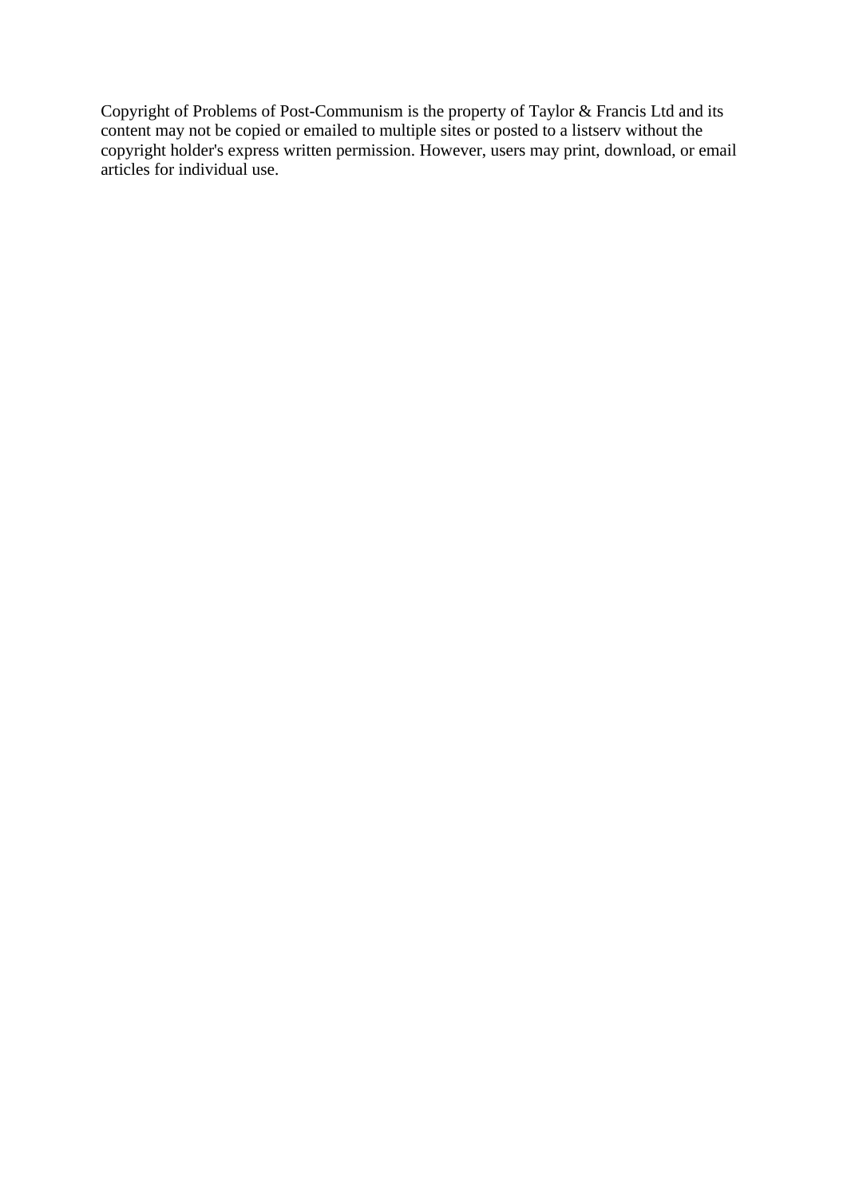Copyright of Problems of Post-Communism is the property of Taylor & Francis Ltd and its content may not be copied or emailed to multiple sites or posted to a listserv without the copyright holder's express written permission. However, users may print, download, or email articles for individual use.